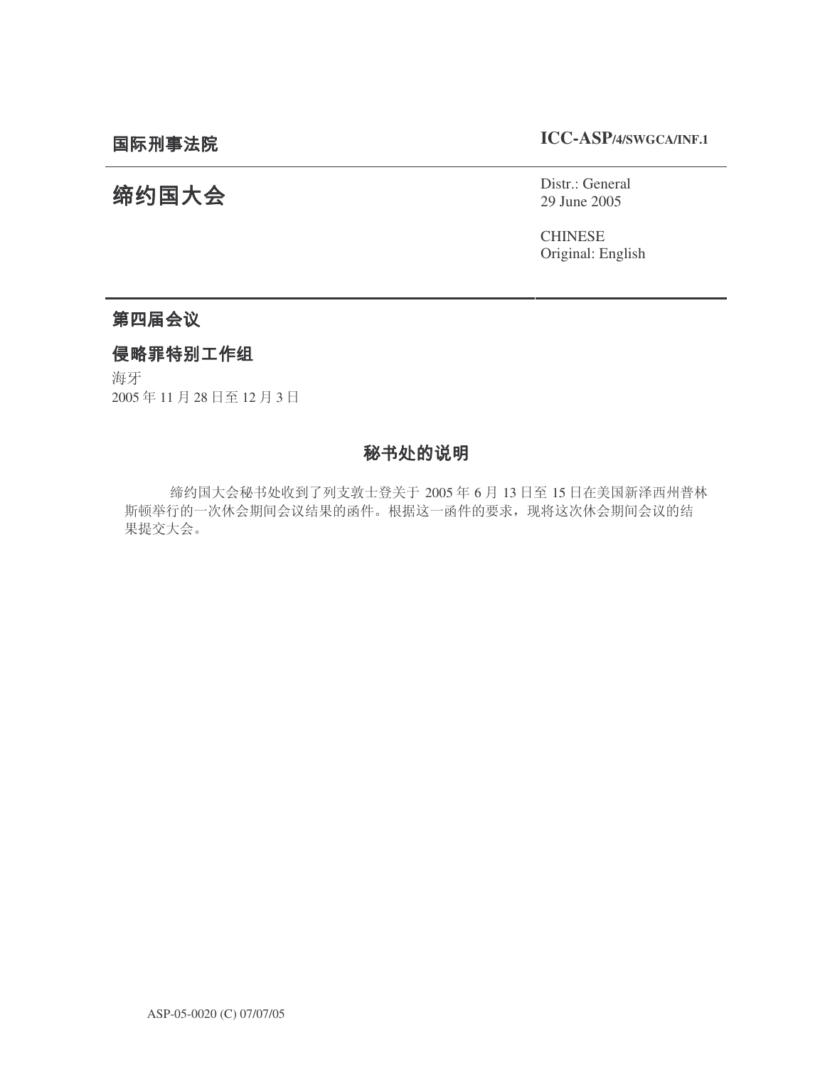国际刑事法院

**ICC-ASP/4/SWGCA/INF.1**

# 缔约国大会

Distr.: General
29 June 2005

CHINESE
Original: English

## 第四届会议

## 侵略罪特别工作组

海牙
2005 年 11 月 28 日至 12 月 3 日

### 秘书处的说明

缔约国大会秘书处收到了列支敦士登关于 2005 年 6 月 13 日至 15 日在美国新泽西州普林斯顿举行的一次休会期间会议结果的函件。根据这一函件的要求，现将这次休会期间会议的结果提交大会。

ASP-05-0020 (C) 07/07/05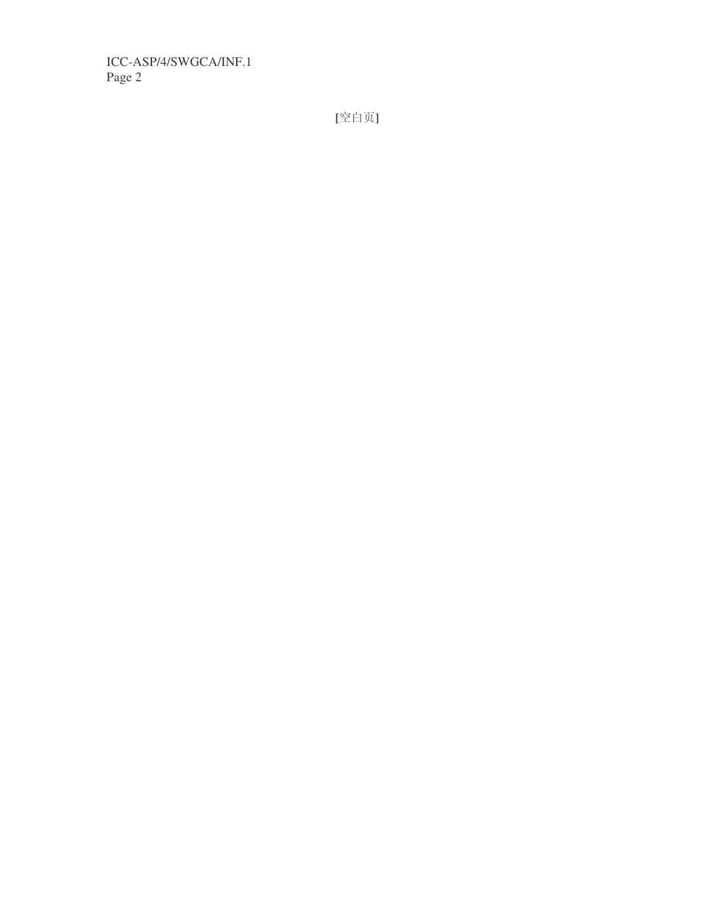[空白页]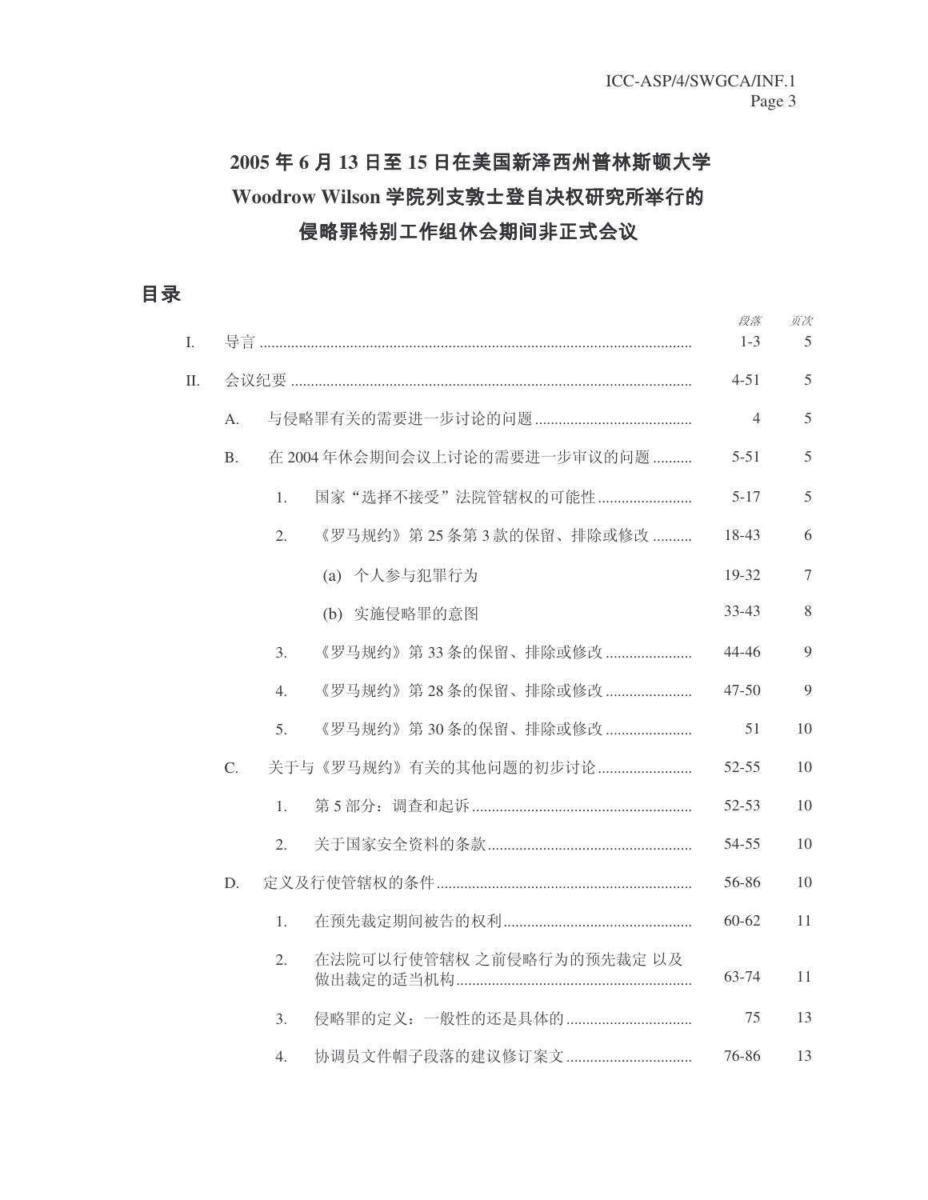# 2005 年 6 月 13 日至 15 日在美国新泽西州普林斯顿大学 Woodrow Wilson 学院列支敦士登自决权研究所举行的侵略罪特别工作组休会期间非正式会议

## 目录

| | | | | | *段落* | *页次* |
|---|---|---|---|---|---|---|
| I. | 导言 | | | | 1-3 | 5 |
| II. | 会议纪要 | | | | 4-51 | 5 |
| | A. | 与侵略罪有关的需要进一步讨论的问题 | | | 4 | 5 |
| | B. | 在 2004 年休会期间会议上讨论的需要进一步审议的问题 | | | 5-51 | 5 |
| | | 1. | 国家“选择不接受”法院管辖权的可能性 | | 5-17 | 5 |
| | | 2. | 《罗马规约》第 25 条第 3 款的保留、排除或修改 | | 18-43 | 6 |
| | | | (a) | 个人参与犯罪行为 | 19-32 | 7 |
| | | | (b) | 实施侵略罪的意图 | 33-43 | 8 |
| | | 3. | 《罗马规约》第 33 条的保留、排除或修改 | | 44-46 | 9 |
| | | 4. | 《罗马规约》第 28 条的保留、排除或修改 | | 47-50 | 9 |
| | | 5. | 《罗马规约》第 30 条的保留、排除或修改 | | 51 | 10 |
| | C. | 关于与《罗马规约》有关的其他问题的初步讨论 | | | 52-55 | 10 |
| | | 1. | 第 5 部分：调查和起诉 | | 52-53 | 10 |
| | | 2. | 关于国家安全资料的条款 | | 54-55 | 10 |
| | D. | 定义及行使管辖权的条件 | | | 56-86 | 10 |
| | | 1. | 在预先裁定期间被告的权利 | | 60-62 | 11 |
| | | 2. | 在法院可以行使管辖权 之前侵略行为的预先裁定 以及做出裁定的适当机构 | | 63-74 | 11 |
| | | 3. | 侵略罪的定义：一般性的还是具体的 | | 75 | 13 |
| | | 4. | 协调员文件帽子段落的建议修订案文 | | 76-86 | 13 |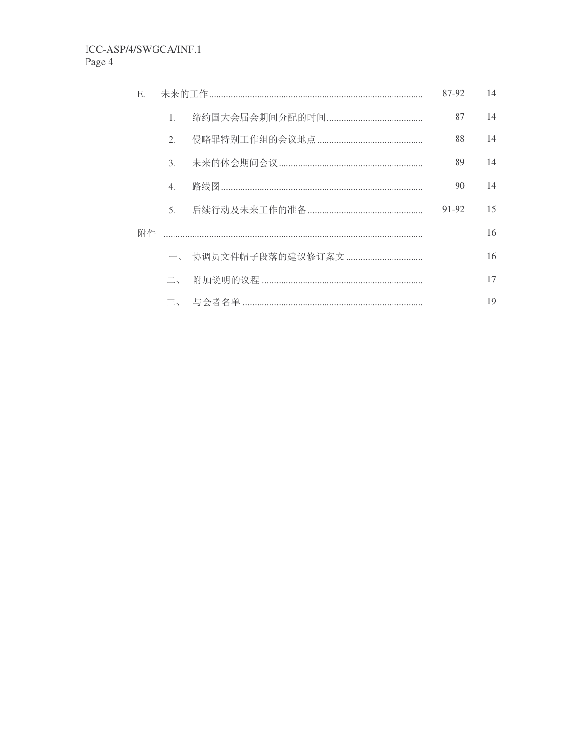| | | | 段次 | 页次 |
|---|---|---|---|---|
| E. | 未来的工作 | | 87-92 | 14 |
| | 1. | 缔约国大会届会期间分配的时间 | 87 | 14 |
| | 2. | 侵略罪特别工作组的会议地点 | 88 | 14 |
| | 3. | 未来的休会期间会议 | 89 | 14 |
| | 4. | 路线图 | 90 | 14 |
| | 5. | 后续行动及未来工作的准备 | 91-92 | 15 |
| 附件 | | | | 16 |
| | 一、 | 协调员文件帽子段落的建议修订案文 | | 16 |
| | 二、 | 附加说明的议程 | | 17 |
| | 三、 | 与会者名单 | | 19 |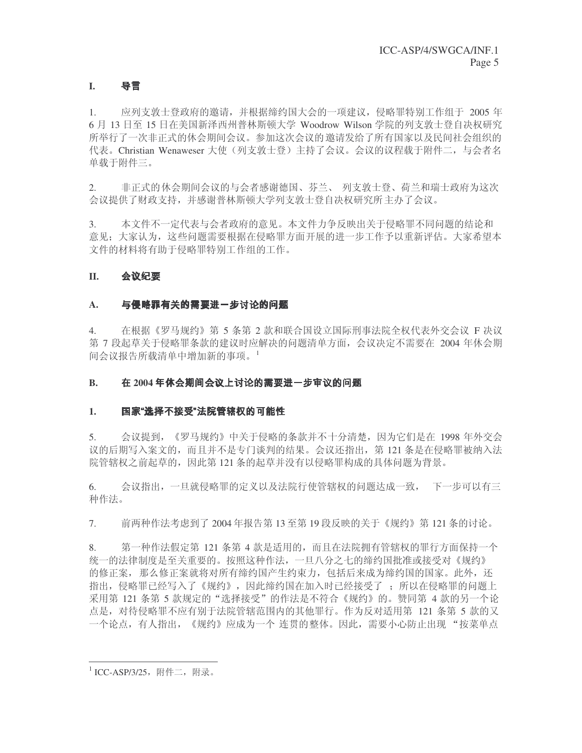# I. 导言

1. 应列支敦士登政府的邀请，并根据缔约国大会的一项建议，侵略罪特别工作组于 2005 年 6 月 13 日至 15 日在美国新泽西州普林斯顿大学 Woodrow Wilson 学院的列支敦士登自决权研究所举行了一次非正式的休会期间会议。参加这次会议的邀请发给了所有国家以及民间社会组织的代表。Christian Wenaweser 大使（列支敦士登）主持了会议。会议的议程载于附件二，与会者名单载于附件三。

2. 非正式的休会期间会议的与会者感谢德国、芬兰、 列支敦士登、荷兰和瑞士政府为这次会议提供了财政支持，并感谢普林斯顿大学列支敦士登自决权研究所主办了会议。

3. 本文件不一定代表与会者政府的意见。本文件力争反映出关于侵略罪不同问题的结论和意见；大家认为，这些问题需要根据在侵略罪方面开展的进一步工作予以重新评估。大家希望本文件的材料将有助于侵略罪特别工作组的工作。

# II. 会议纪要

## A. 与侵略罪有关的需要进一步讨论的问题

4. 在根据《罗马规约》第 5 条第 2 款和联合国设立国际刑事法院全权代表外交会议 F 决议第 7 段起草关于侵略罪条款的建议时应解决的问题清单方面，会议决定不需要在 2004 年休会期间会议报告所载清单中增加新的事项。[1]

## B. 在 2004 年休会期间会议上讨论的需要进一步审议的问题

### 1. 国家"选择不接受"法院管辖权的可能性

5. 会议提到，《罗马规约》中关于侵略的条款并不十分清楚，因为它们是在 1998 年外交会议的后期写入案文的，而且并不是专门谈判的结果。会议还指出，第 121 条是在侵略罪被纳入法院管辖权之前起草的，因此第 121 条的起草并没有以侵略罪构成的具体问题为背景。

6. 会议指出，一旦就侵略罪的定义以及法院行使管辖权的问题达成一致， 下一步可以有三种作法。

7. 前两种作法考虑到了 2004 年报告第 13 至第 19 段反映的关于《规约》第 121 条的讨论。

8. 第一种作法假定第 121 条第 4 款是适用的，而且在法院拥有管辖权的罪行方面保持一个统一的法律制度是至关重要的。按照这种作法，一旦八分之七的缔约国批准或接受对《规约》的修正案， 那么修正案就将对所有缔约国产生约束力，包括后来成为缔约国的国家。此外，还指出，侵略罪已经写入了《规约》，因此缔约国在加入时已经接受了 ；所以在侵略罪的问题上采用第 121 条第 5 款规定的"选择接受"的作法是不符合《规约》的。赞同第 4 款的另一个论点是，对待侵略罪不应有别于法院管辖范围内的其他罪行。作为反对适用第 121 条第 5 款的又一个论点，有人指出，《规约》应成为一个 连贯的整体。因此，需要小心防止出现 "按菜单点

[1] ICC-ASP/3/25，附件二，附录。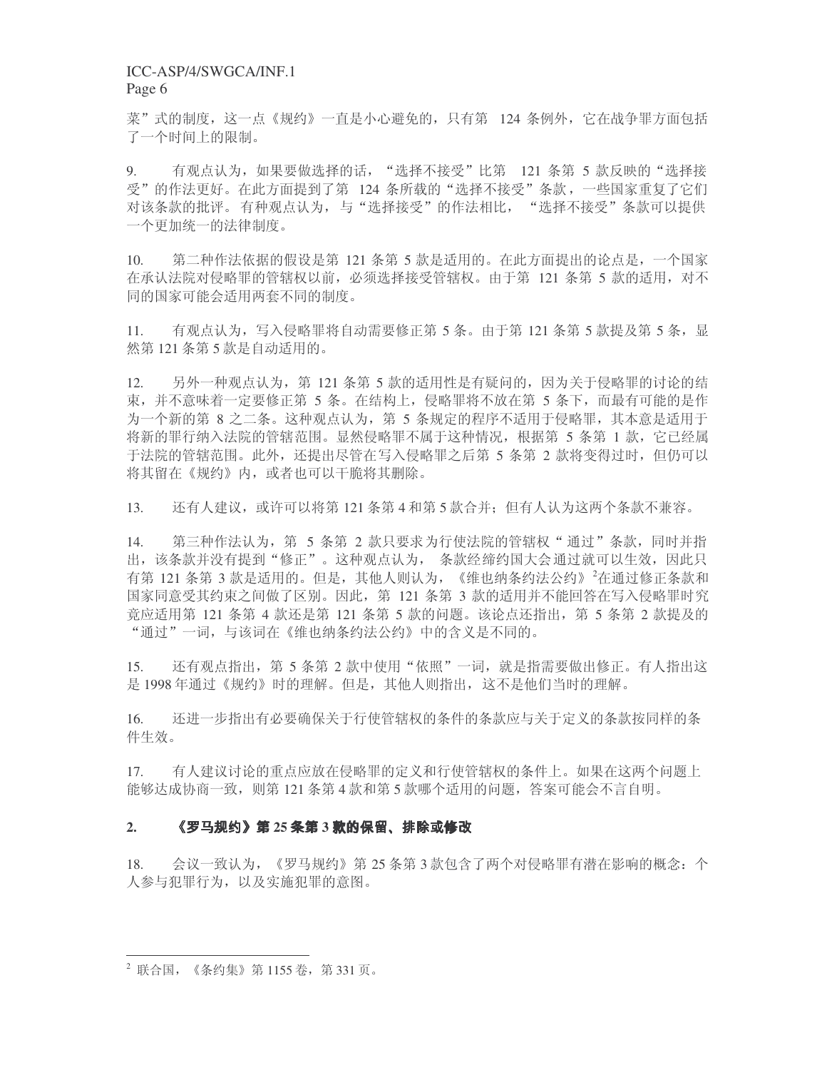菜”式的制度，这一点《规约》一直是小心避免的，只有第 124 条例外，它在战争罪方面包括了一个时间上的限制。

9. 有观点认为，如果要做选择的话，“选择不接受”比第 121 条第 5 款反映的“选择接受”的作法更好。在此方面提到了第 124 条所载的“选择不接受”条款，一些国家重复了它们对该条款的批评。有种观点认为，与“选择接受”的作法相比，“选择不接受”条款可以提供一个更加统一的法律制度。

10. 第二种作法依据的假设是第 121 条第 5 款是适用的。在此方面提出的论点是，一个国家在承认法院对侵略罪的管辖权以前，必须选择接受管辖权。由于第 121 条第 5 款的适用，对不同的国家可能会适用两套不同的制度。

11. 有观点认为，写入侵略罪将自动需要修正第 5 条。由于第 121 条第 5 款提及第 5 条，显然第 121 条第 5 款是自动适用的。

12. 另外一种观点认为，第 121 条第 5 款的适用性是有疑问的，因为关于侵略罪的讨论的结束，并不意味着一定要修正第 5 条。在结构上，侵略罪将不放在第 5 条下，而最有可能的是作为一个新的第 8 之二条。这种观点认为，第 5 条规定的程序不适用于侵略罪，其本意是适用于将新的罪行纳入法院的管辖范围。显然侵略罪不属于这种情况，根据第 5 条第 1 款，它已经属于法院的管辖范围。此外，还提出尽管在写入侵略罪之后第 5 条第 2 款将变得过时，但仍可以将其留在《规约》内，或者也可以干脆将其删除。

13. 还有人建议，或许可以将第 121 条第 4 和第 5 款合并；但有人认为这两个条款不兼容。

14. 第三种作法认为，第 5 条第 2 款只要求为行使法院的管辖权“通过”条款，同时并指出，该条款并没有提到“修正”。这种观点认为，条款经缔约国大会通过就可以生效，因此只有第 121 条第 3 款是适用的。但是，其他人则认为，《维也纳条约法公约》[2]在通过修正条款和国家同意受其约束之间做了区别。因此，第 121 条第 3 款的适用并不能回答在写入侵略罪时究竟应适用第 121 条第 4 款还是第 121 条第 5 款的问题。该论点还指出，第 5 条第 2 款提及的“通过”一词，与该词在《维也纳条约法公约》中的含义是不同的。

15. 还有观点指出，第 5 条第 2 款中使用“依照”一词，就是指需要做出修正。有人指出这是 1998 年通过《规约》时的理解。但是，其他人则指出，这不是他们当时的理解。

16. 还进一步指出有必要确保关于行使管辖权的条件的条款应与关于定义的条款按同样的条件生效。

17. 有人建议讨论的重点应放在侵略罪的定义和行使管辖权的条件上。如果在这两个问题上能够达成协商一致，则第 121 条第 4 款和第 5 款哪个适用的问题，答案可能会不言自明。

## 2. 《罗马规约》第 25 条第 3 款的保留、排除或修改

18. 会议一致认为，《罗马规约》第 25 条第 3 款包含了两个对侵略罪有潜在影响的概念：个人参与犯罪行为，以及实施犯罪的意图。

---

[2] 联合国，《条约集》第 1155 卷，第 331 页。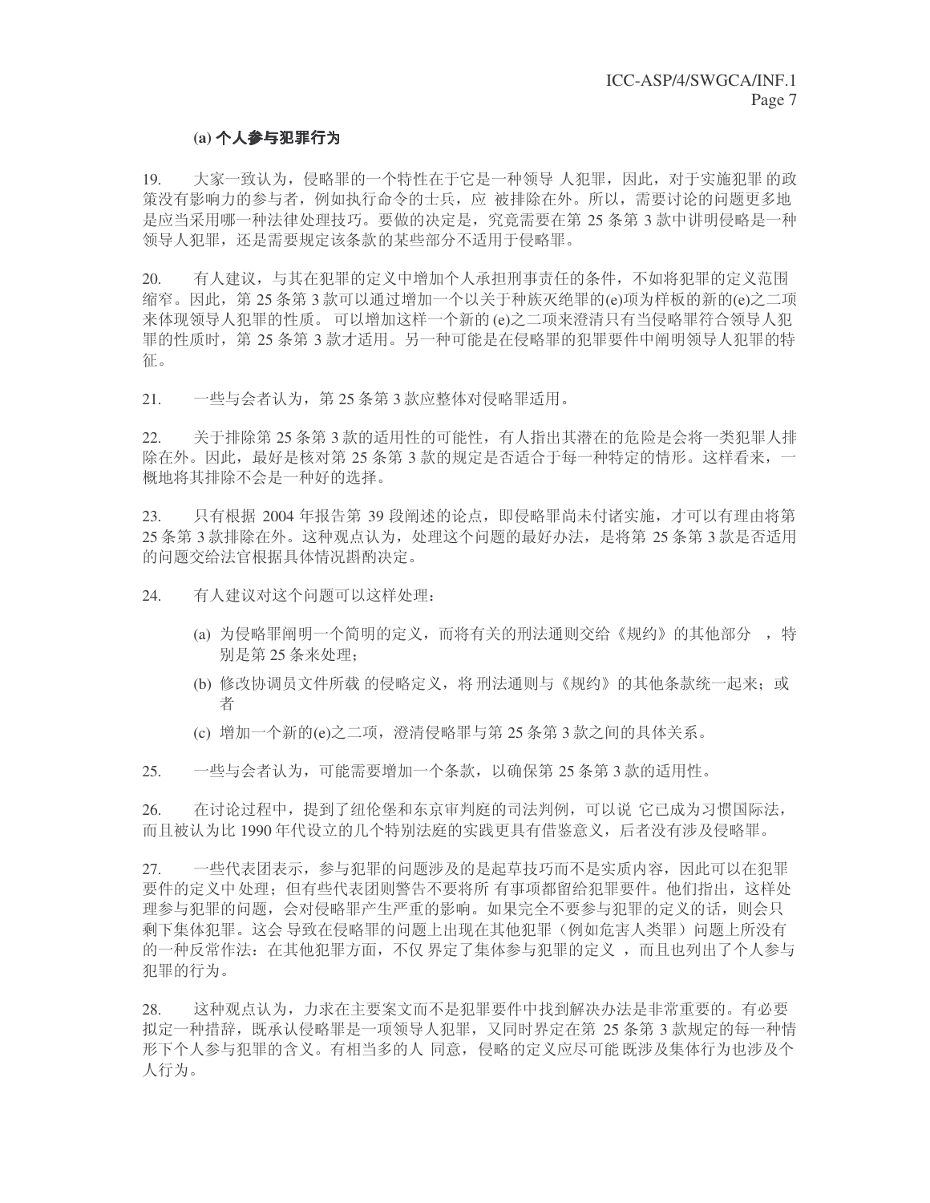### (a) 个人参与犯罪行为

19. 大家一致认为，侵略罪的一个特性在于它是一种领导人犯罪，因此，对于实施犯罪的政策没有影响力的参与者，例如执行命令的士兵，应被排除在外。所以，需要讨论的问题更多地是应当采用哪一种法律处理技巧。要做的决定是，究竟需要在第 25 条第 3 款中讲明侵略是一种领导人犯罪，还是需要规定该条款的某些部分不适用于侵略罪。

20. 有人建议，与其在犯罪的定义中增加个人承担刑事责任的条件，不如将犯罪的定义范围缩窄。因此，第 25 条第 3 款可以通过增加一个以关于种族灭绝罪的(e)项为样板的新的(e)之二项来体现领导人犯罪的性质。可以增加这样一个新的 (e)之二项来澄清只有当侵略罪符合领导人犯罪的性质时，第 25 条第 3 款才适用。另一种可能是在侵略罪的犯罪要件中阐明领导人犯罪的特征。

21. 一些与会者认为，第 25 条第 3 款应整体对侵略罪适用。

22. 关于排除第 25 条第 3 款的适用性的可能性，有人指出其潜在的危险是会将一类犯罪人排除在外。因此，最好是核对第 25 条第 3 款的规定是否适合于每一种特定的情形。这样看来，一概地将其排除不会是一种好的选择。

23. 只有根据 2004 年报告第 39 段阐述的论点，即侵略罪尚未付诸实施，才可以有理由将第 25 条第 3 款排除在外。这种观点认为，处理这个问题的最好办法，是将第 25 条第 3 款是否适用的问题交给法官根据具体情况斟酌决定。

24. 有人建议对这个问题可以这样处理：

(a) 为侵略罪阐明一个简明的定义，而将有关的刑法通则交给《规约》的其他部分，特别是第 25 条来处理；

(b) 修改协调员文件所载的侵略定义，将刑法通则与《规约》的其他条款统一起来；或者

(c) 增加一个新的(e)之二项，澄清侵略罪与第 25 条第 3 款之间的具体关系。

25. 一些与会者认为，可能需要增加一个条款，以确保第 25 条第 3 款的适用性。

26. 在讨论过程中，提到了纽伦堡和东京审判庭的司法判例，可以说它已成为习惯国际法，而且被认为比 1990 年代设立的几个特别法庭的实践更具有借鉴意义，后者没有涉及侵略罪。

27. 一些代表团表示，参与犯罪的问题涉及的是起草技巧而不是实质内容，因此可以在犯罪要件的定义中处理；但有些代表团则警告不要将所有事项都留给犯罪要件。他们指出，这样处理参与犯罪的问题，会对侵略罪产生严重的影响。如果完全不要参与犯罪的定义的话，则会只剩下集体犯罪。这会导致在侵略罪的问题上出现在其他犯罪（例如危害人类罪）问题上所没有的一种反常作法：在其他犯罪方面，不仅界定了集体参与犯罪的定义，而且也列出了个人参与犯罪的行为。

28. 这种观点认为，力求在主要案文而不是犯罪要件中找到解决办法是非常重要的。有必要拟定一种措辞，既承认侵略罪是一项领导人犯罪，又同时界定在第 25 条第 3 款规定的每一种情形下个人参与犯罪的含义。有相当多的人同意，侵略的定义应尽可能既涉及集体行为也涉及个人行为。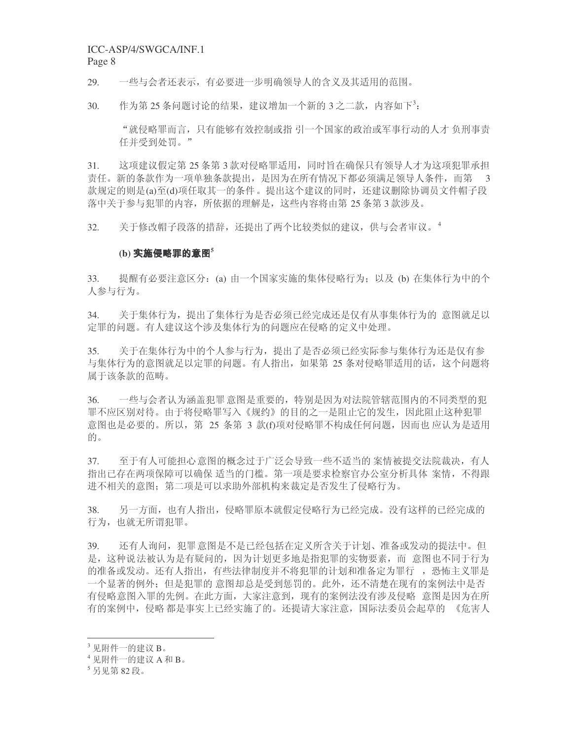29. 一些与会者还表示，有必要进一步明确领导人的含义及其适用的范围。

30. 作为第 25 条问题讨论的结果，建议增加一个新的 3 之二款，内容如下[3]：

> "就侵略罪而言，只有能够有效控制或指 引一个国家的政治或军事行动的人才 负刑事责任并受到处罚。"

31. 这项建议假定第 25 条第 3 款对侵略罪适用，同时旨在确保只有领导人才为这项犯罪承担责任。新的条款作为一项单独条款提出，是因为在所有情况下都必须满足领导人条件，而第 3 款规定的则是(a)至(d)项任取其一的条件 。提出这个建议的同时，还建议删除协调员文件帽子段落中关于参与犯罪的内容，所依据的理解是，这些内容将由第 25 条第 3 款涉及。

32. 关于修改帽子段落的措辞，还提出了两个比较类似的建议，供与会者审议。[4]

### (b) 实施侵略罪的意图[5]

33. 提醒有必要注意区分：(a) 由一个国家实施的集体侵略行为；以及 (b) 在集体行为中的个人参与行为。

34. 关于集体行为，提出了集体行为是否必须已经完成还是仅有从事集体行为的 意图就足以定罪的问题。有人建议这个涉及集体行为的问题应在侵略的定义中处理。

35. 关于在集体行为中的个人参与行为，提出了是否必须已经实际参与集体行为还是仅有参与集体行为的意图就足以定罪的问题。有人指出，如果第 25 条对侵略罪适用的话，这个问题将属于该条款的范畴。

36. 一些与会者认为涵盖犯罪 意图是重要的，特别是因为对法院管辖范围内的不同类型的犯罪不应区别对待。由于将侵略罪写入《规约》的目的之一是阻止它的发生，因此阻止这种犯罪意图也是必要的。所以，第 25 条第 3 款(f)项对侵略罪不构成任何问题，因而也 应认为是适用的。

37. 至于有人可能担心 意图的概念过于广泛会导致一些不适当的 案情被提交法院裁决，有人指出已存在两项保障可以确保 适当的门槛。第一项是要求检察官办公室分析具体 案情，不得跟进不相关的意图；第二项是可以求助外部机构来裁定是否发生了侵略行为。

38. 另一方面，也有人指出，侵略罪原本就假定侵略行为已经完成。没有这样的已经完成的行为，也就无所谓犯罪。

39. 还有人询问，犯罪 意图是不是已经包括在定义所含关于计划、准备或发动的提法中。但是，这种说法被认为是有疑问的，因为计划更多地是指犯罪的实物要素，而 意图也不同于行为的准备或发动。还有人指出，有些法律制度并不将犯罪的计划和准备定为罪行 ，恐怖主义罪是一个显著的例外；但是犯罪的 意图却总是受到惩罚的。此外，还不清楚在现有的案例法中是否有侵略意图入罪的先例。在此方面，大家注意到，现有的案例法没有涉及侵略 意图是因为在所有的案例中，侵略 都是事实上已经实施了的。还提请大家注意，国际法委员会起草的 《危害人

---

[3] 见附件一的建议 B。

[4] 见附件一的建议 A 和 B。

[5] 另见第 82 段。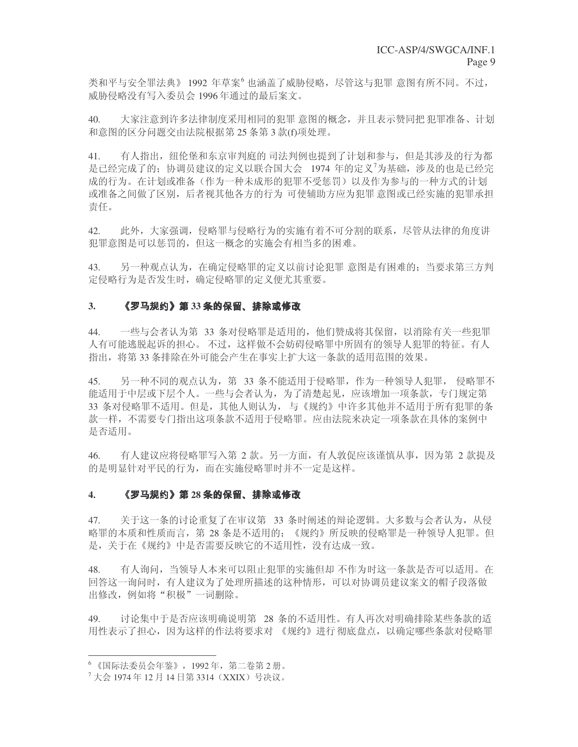类和平与安全罪法典》 1992 年草案[6] 也涵盖了威胁侵略，尽管这与犯罪 意图有所不同。不过，威胁侵略没有写入委员会 1996 年通过的最后案文。

40. 大家注意到许多法律制度采用相同的犯罪 意图的概念，并且表示赞同把 犯罪准备、计划和意图的区分问题交由法院根据第 25 条第 3 款(f)项处理。

41. 有人指出，纽伦堡和东京审判庭的 司法判例也提到了计划和参与，但是其涉及的行为都是已经完成了的；协调员建议的定义以联合国大会 1974 年的定义[7]为基础，涉及的也是已经完成的行为。在计划或准备（作为一种未成形的犯罪不受惩罚）以及作为参与的一种方式的计划或准备之间做了区别，后者视其他各方的行为 可使辅助方应为犯罪 意图或已经实施的犯罪承担责任。

42. 此外，大家强调，侵略罪与侵略行为的实施有着不可分割的联系，尽管从法律的角度讲犯罪意图是可以惩罚的，但这一概念的实施会有相当多的困难。

43. 另一种观点认为，在确定侵略罪的定义以前讨论犯罪 意图是有困难的；当要求第三方判定侵略行为是否发生时，确定侵略罪的定义便尤其重要。

### 3. 《罗马规约》第 33 条的保留、排除或修改

44. 一些与会者认为第 33 条对侵略罪是适用的，他们赞成将其保留，以消除有关一些犯罪人有可能逃脱起诉的担心。 不过，这样做不会妨碍侵略罪中所固有的领导人犯罪的特征。有人指出，将第 33 条排除在外可能会产生在事实上扩大这一条款的适用范围的效果。

45. 另一种不同的观点认为，第 33 条不能适用于侵略罪，作为一种领导人犯罪， 侵略罪不能适用于中层或下层个人。一些与会者认为，为了清楚起见，应该增加一项条款，专门规定第 33 条对侵略罪不适用。但是，其他人则认为，与《规约》中许多其他并不适用于所有犯罪的条款一样，不需要专门指出这项条款不适用于侵略罪。应由法院来决定一项条款在具体的案例中是否适用。

46. 有人建议应将侵略罪写入第 2 款。另一方面，有人敦促应该谨慎从事，因为第 2 款提及的是明显针对平民的行为，而在实施侵略罪时并不一定是这样。

### 4. 《罗马规约》第 28 条的保留、排除或修改

47. 关于这一条的讨论重复了在审议第 33 条时阐述的辩论逻辑。大多数与会者认为，从侵略罪的本质和性质而言，第 28 条是不适用的；《规约》所反映的侵略罪是一种领导人犯罪。但是，关于在《规约》中是否需要反映它的不适用性，没有达成一致。

48. 有人询问，当领导人本来可以阻止犯罪的实施但却 不作为时这一条款是否可以适用。在回答这一询问时，有人建议为了处理所描述的这种情形，可以对协调员建议案文的帽子段落做出修改，例如将“积极”一词删除。

49. 讨论集中于是否应该明确说明第 28 条的不适用性。有人再次对明确排除某些条款的适用性表示了担心，因为这样的作法将要求对 《规约》进行 彻底盘点，以确定哪些条款对侵略罪

---

[6] 《国际法委员会年鉴》，1992 年，第二卷第 2 册。

[7] 大会 1974 年 12 月 14 日第 3314（XXIX）号决议。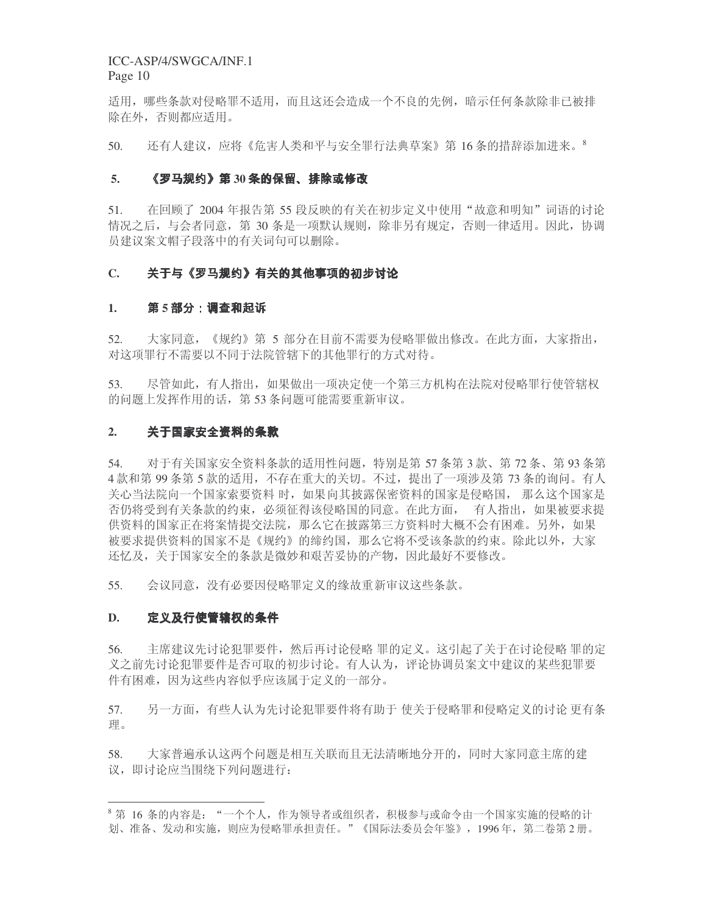适用，哪些条款对侵略罪不适用，而且这还会造成一个不良的先例，暗示任何条款除非已被排除在外，否则都应适用。

50. 还有人建议，应将《危害人类和平与安全罪行法典草案》第 16 条的措辞添加进来。[8]

### 5. 《罗马规约》第 30 条的保留、排除或修改

51. 在回顾了 2004 年报告第 55 段反映的有关在初步定义中使用“故意和明知”词语的讨论情况之后，与会者同意，第 30 条是一项默认规则，除非另有规定，否则一律适用。因此，协调员建议案文帽子段落中的有关词句可以删除。

## C. 关于与《罗马规约》有关的其他事项的初步讨论

### 1. 第 5 部分：调查和起诉

52. 大家同意，《规约》第 5 部分在目前不需要为侵略罪做出修改。在此方面，大家指出，对这项罪行不需要以不同于法院管辖下的其他罪行的方式对待。

53. 尽管如此，有人指出，如果做出一项决定使一个第三方机构在法院对侵略罪行使管辖权的问题上发挥作用的话，第 53 条问题可能需要重新审议。

### 2. 关于国家安全资料的条款

54. 对于有关国家安全资料条款的适用性问题，特别是第 57 条第 3 款、第 72 条、第 93 条第 4 款和第 99 条第 5 款的适用，不存在重大的关切。不过，提出了一项涉及第 73 条的询问。有人关心当法院向一个国家索要资料 时，如果向其披露保密资料的国家是侵略国， 那么这个国家是否仍将受到有关条款的约束，必须征得该侵略国的同意。在此方面， 有人指出，如果被要求提供资料的国家正在将案情提交法院，那么它在披露第三方资料时大概不会有困难。另外，如果被要求提供资料的国家不是《规约》的缔约国，那么它将不受该条款的约束。除此以外，大家还忆及，关于国家安全的条款是微妙和艰苦妥协的产物，因此最好不要修改。

55. 会议同意，没有必要因侵略罪定义的缘故重新审议这些条款。

## D. 定义及行使管辖权的条件

56. 主席建议先讨论犯罪要件，然后再讨论侵略 罪的定义。这引起了关于在讨论侵略 罪的定义之前先讨论犯罪要件是否可取的初步讨论。有人认为，评论协调员案文中建议的某些犯罪要件有困难，因为这些内容似乎应该属于定义的一部分。

57. 另一方面，有些人认为先讨论犯罪要件将有助于 使关于侵略罪和侵略定义的讨论 更有条理。

58. 大家普遍承认这两个问题是相互关联而且无法清晰地分开的，同时大家同意主席的建议，即讨论应当围绕下列问题进行：

---

[8] 第 16 条的内容是：“一个个人，作为领导者或组织者，积极参与或命令由一个国家实施的侵略的计划、准备、发动和实施，则应为侵略罪承担责任。”《国际法委员会年鉴》，1996 年，第二卷第 2 册。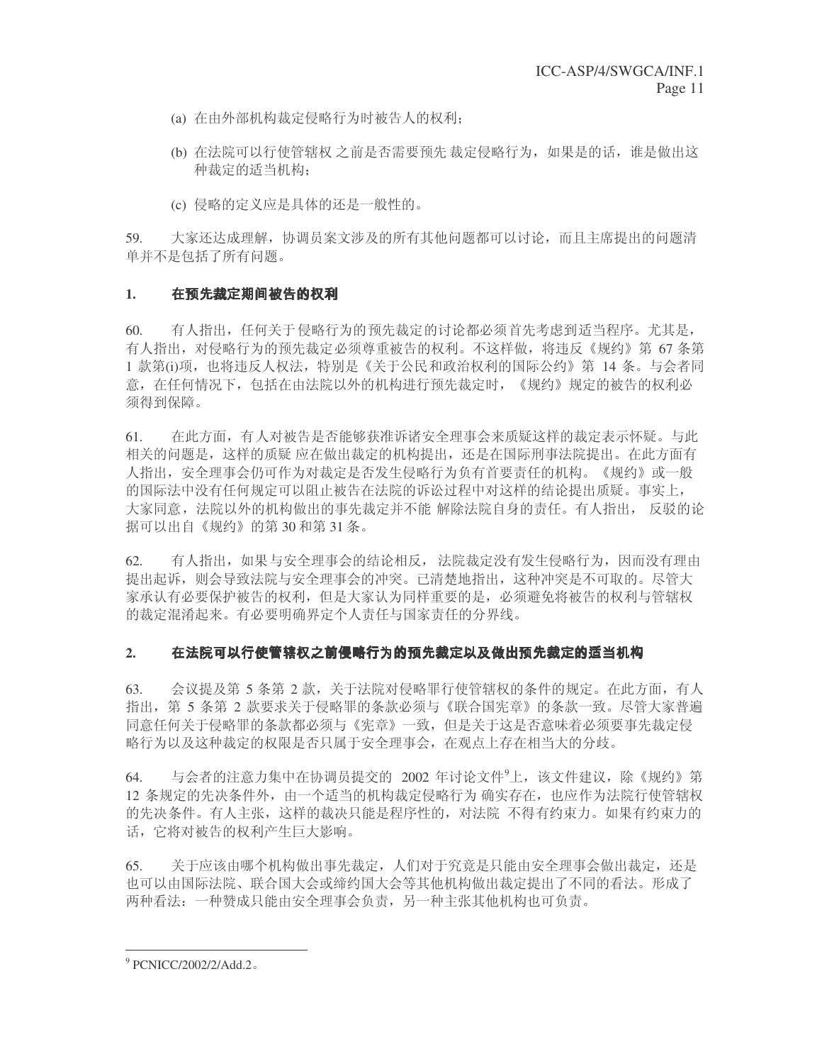(a) 在由外部机构裁定侵略行为时被告人的权利；

(b) 在法院可以行使管辖权 之前是否需要预先 裁定侵略行为，如果是的话，谁是做出这种裁定的适当机构；

(c) 侵略的定义应是具体的还是一般性的。

59. 大家还达成理解，协调员案文涉及的所有其他问题都可以讨论，而且主席提出的问题清单并不是包括了所有问题。

## 1. 在预先裁定期间被告的权利

60. 有人指出，任何关于侵略行为的预先裁定的讨论都必须首先考虑到适当程序。尤其是，有人指出，对侵略行为的预先裁定必须尊重被告的权利。不这样做，将违反《规约》第 67 条第 1 款第(i)项，也将违反人权法，特别是《关于公民和政治权利的国际公约》第 14 条。与会者同意，在任何情况下，包括在由法院以外的机构进行预先裁定时，《规约》规定的被告的权利必须得到保障。

61. 在此方面，有人对被告是否能够获准诉诸安全理事会来质疑这样的裁定表示怀疑。与此相关的问题是，这样的质疑 应在做出裁定的机构提出，还是在国际刑事法院提出。在此方面有人指出，安全理事会仍可作为对裁定是否发生侵略行为负有首要责任的机构。《规约》或一般的国际法中没有任何规定可以阻止被告在法院的诉讼过程中对这样的结论提出质疑。事实上，大家同意，法院以外的机构做出的事先裁定并不能 解除法院自身的责任。有人指出， 反驳的论据可以出自《规约》的第 30 和第 31 条。

62. 有人指出，如果与安全理事会的结论相反， 法院裁定没有发生侵略行为，因而没有理由提出起诉，则会导致法院与安全理事会的冲突。已清楚地指出，这种冲突是不可取的。尽管大家承认有必要保护被告的权利，但是大家认为同样重要的是，必须避免将被告的权利与管辖权的裁定混淆起来。有必要明确界定个人责任与国家责任的分界线。

## 2. 在法院可以行使管辖权之前侵略行为的预先裁定以及做出预先裁定的适当机构

63. 会议提及第 5 条第 2 款，关于法院对侵略罪行使管辖权的条件的规定。在此方面，有人指出，第 5 条第 2 款要求关于侵略罪的条款必须与《联合国宪章》的条款一致。尽管大家普遍同意任何关于侵略罪的条款都必须与《宪章》一致，但是关于这是否意味着必须要事先裁定侵略行为以及这种裁定的权限是否只属于安全理事会，在观点上存在相当大的分歧。

64. 与会者的注意力集中在协调员提交的 2002 年讨论文件[9]上，该文件建议，除《规约》第 12 条规定的先决条件外，由一个适当的机构裁定侵略行为 确实存在，也应作为法院行使管辖权的先决条件。有人主张，这样的裁决只能是程序性的，对法院 不得有约束力。如果有约束力的话，它将对被告的权利产生巨大影响。

65. 关于应该由哪个机构做出事先裁定，人们对于究竟是只能由安全理事会做出裁定，还是也可以由国际法院、联合国大会或缔约国大会等其他机构做出裁定提出了不同的看法。形成了两种看法：一种赞成只能由安全理事会负责，另一种主张其他机构也可负责。

---

[9] PCNICC/2002/2/Add.2。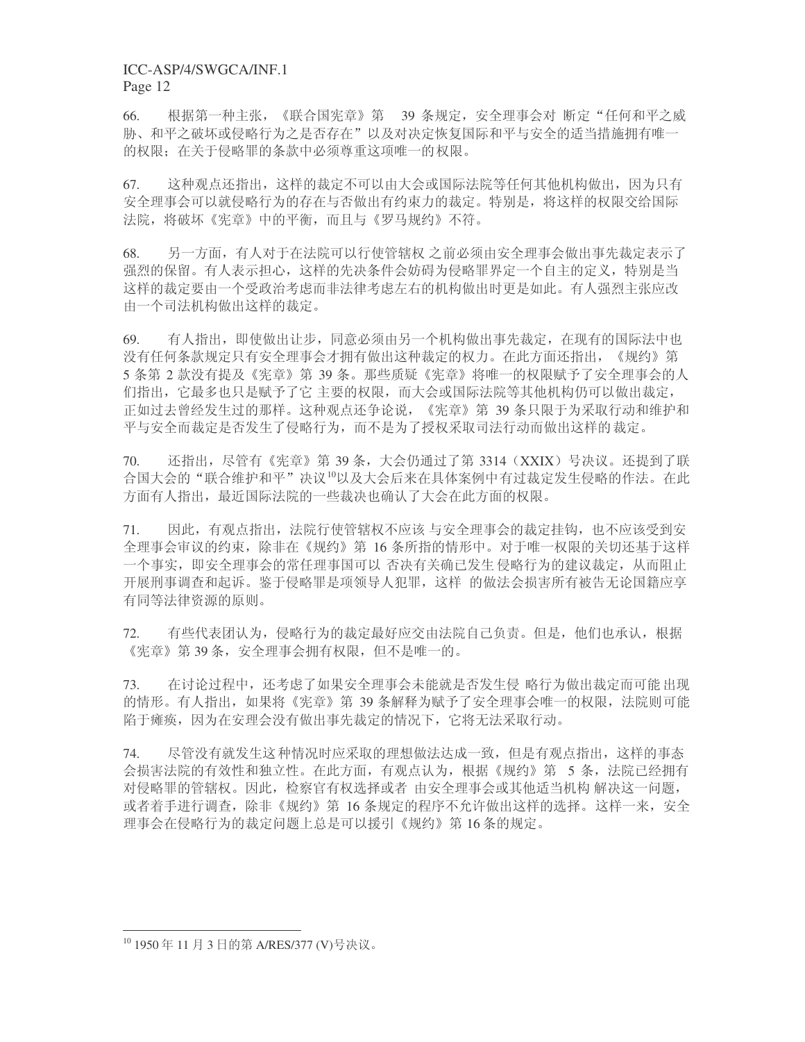66. 根据第一种主张，《联合国宪章》第 39 条规定，安全理事会对 断定“任何和平之威胁、和平之破坏或侵略行为之是否存在”以及对决定恢复国际和平与安全的适当措施拥有唯一的权限；在关于侵略罪的条款中必须尊重这项唯一的权限。

67. 这种观点还指出，这样的裁定不可以由大会或国际法院等任何其他机构做出，因为只有安全理事会可以就侵略行为的存在与否做出有约束力的裁定。特别是，将这样的权限交给国际法院，将破坏《宪章》中的平衡，而且与《罗马规约》不符。

68. 另一方面，有人对于在法院可以行使管辖权 之前必须由安全理事会做出事先裁定表示了强烈的保留。有人表示担心，这样的先决条件会妨碍为侵略罪界定一个自主的定义，特别是当这样的裁定要由一个受政治考虑而非法律考虑左右的机构做出时更是如此。有人强烈主张应改由一个司法机构做出这样的裁定。

69. 有人指出，即使做出让步，同意必须由另一个机构做出事先裁定，在现有的国际法中也没有任何条款规定只有安全理事会才拥有做出这种裁定的权力。在此方面还指出，《规约》第 5 条第 2 款没有提及《宪章》第 39 条。那些质疑《宪章》将唯一的权限赋予了安全理事会的人们指出，它最多也只是赋予了它 主要的权限，而大会或国际法院等其他机构仍可以做出裁定，正如过去曾经发生过的那样。这种观点还争论说，《宪章》第 39 条只限于为采取行动和维护和平与安全而裁定是否发生了侵略行为，而不是为了授权采取司法行动而做出这样的裁定。

70. 还指出，尽管有《宪章》第 39 条，大会仍通过了第 3314（XXIX）号决议。还提到了联合国大会的“联合维护和平”决议[10]以及大会后来在具体案例中有过裁定发生侵略的作法。在此方面有人指出，最近国际法院的一些裁决也确认了大会在此方面的权限。

71. 因此，有观点指出，法院行使管辖权不应该 与安全理事会的裁定挂钩，也不应该受到安全理事会审议的约束，除非在《规约》第 16 条所指的情形中。对于唯一权限的关切还基于这样一个事实，即安全理事会的常任理事国可以 否决有关确已发生 侵略行为的建议裁定，从而阻止开展刑事调查和起诉。鉴于侵略罪是项领导人犯罪，这样 的做法会损害所有被告无论国籍应享有同等法律资源的原则。

72. 有些代表团认为，侵略行为的裁定最好应交由法院自己负责。但是，他们也承认，根据《宪章》第 39 条，安全理事会拥有权限，但不是唯一的。

73. 在讨论过程中，还考虑了如果安全理事会未能就是否发生侵 略行为做出裁定而可能 出现的情形。有人指出，如果将《宪章》第 39 条解释为赋予了安全理事会唯一的权限，法院则可能陷于瘫痪，因为在安理会没有做出事先裁定的情况下，它将无法采取行动。

74. 尽管没有就发生这 种情况时应采取的理想做法达成一致，但是有观点指出，这样的事态会损害法院的有效性和独立性。在此方面，有观点认为，根据《规约》第 5 条，法院已经拥有对侵略罪的管辖权。因此，检察官有权选择或者 由安全理事会或其他适当机构 解决这一问题，或者着手进行调查，除非《规约》第 16 条规定的程序不允许做出这样的选择。这样一来，安全理事会在侵略行为的裁定问题上总是可以援引《规约》第 16 条的规定。

---

[10] 1950 年 11 月 3 日的第 A/RES/377 (V)号决议。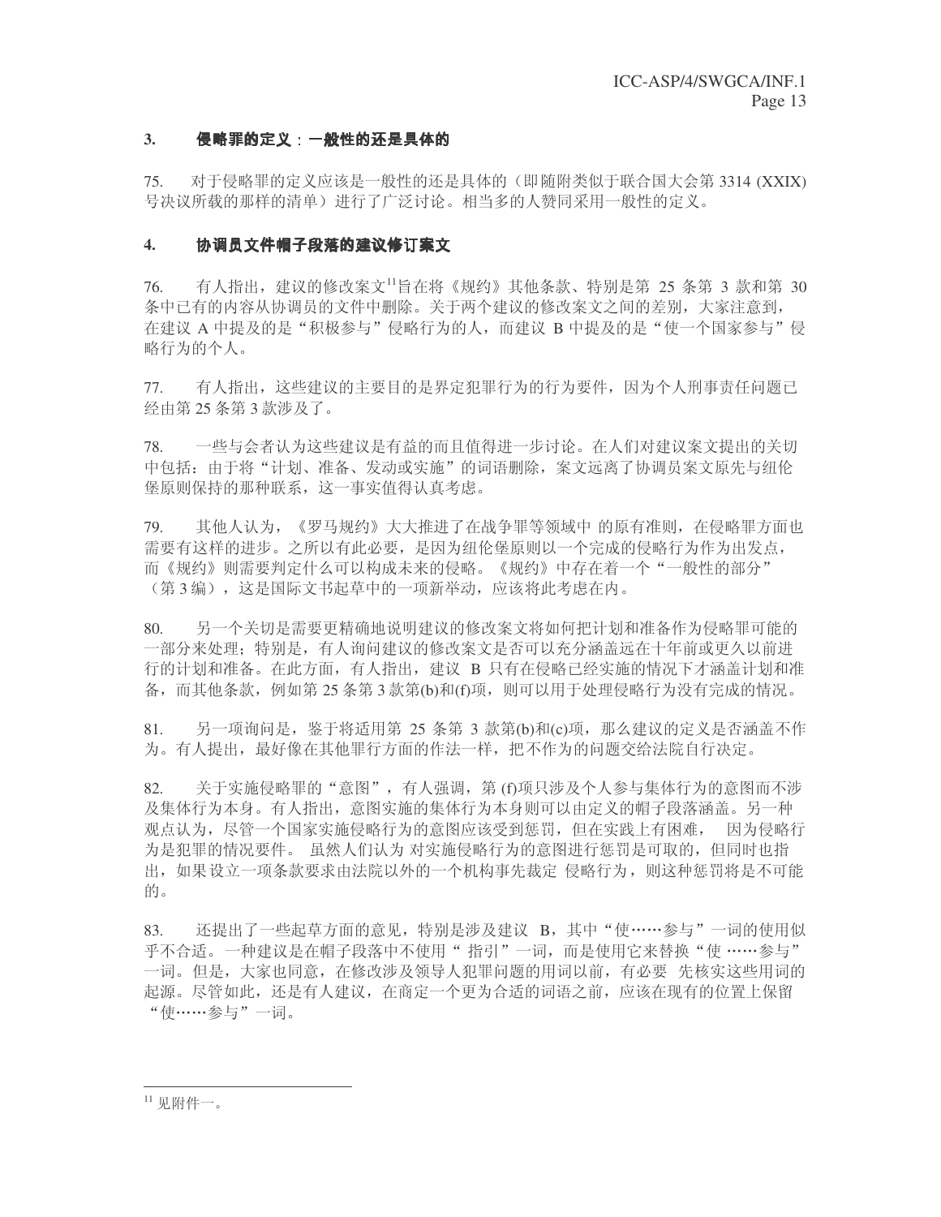### 3. 侵略罪的定义：一般性的还是具体的

75. 对于侵略罪的定义应该是一般性的还是具体的（即随附类似于联合国大会第 3314 (XXIX) 号决议所载的那样的清单）进行了广泛讨论。相当多的人赞同采用一般性的定义。

### 4. 协调员文件帽子段落的建议修订案文

76. 有人指出，建议的修改案文[11]旨在将《规约》其他条款、特别是第 25 条第 3 款和第 30 条中已有的内容从协调员的文件中删除。关于两个建议的修改案文之间的差别，大家注意到，在建议 A 中提及的是"积极参与"侵略行为的人，而建议 B 中提及的是"使一个国家参与"侵略行为的个人。

77. 有人指出，这些建议的主要目的是界定犯罪行为的行为要件，因为个人刑事责任问题已经由第 25 条第 3 款涉及了。

78. 一些与会者认为这些建议是有益的而且值得进一步讨论。在人们对建议案文提出的关切中包括：由于将"计划、准备、发动或实施"的词语删除，案文远离了协调员案文原先与纽伦堡原则保持的那种联系，这一事实值得认真考虑。

79. 其他人认为，《罗马规约》大大推进了在战争罪等领域中 的原有准则，在侵略罪方面也需要有这样的进步。之所以有此必要，是因为纽伦堡原则以一个完成的侵略行为作为出发点，而《规约》则需要判定什么可以构成未来的侵略。《规约》中存在着一个"一般性的部分"（第 3 编），这是国际文书起草中的一项新举动，应该将此考虑在内。

80. 另一个关切是需要更精确地说明建议的修改案文将如何把计划和准备作为侵略罪可能的一部分来处理；特别是，有人询问建议的修改案文是否可以充分涵盖远在十年前或更久以前进行的计划和准备。在此方面，有人指出，建议 B 只有在侵略已经实施的情况下才涵盖计划和准备，而其他条款，例如第 25 条第 3 款第(b)和(f)项，则可以用于处理侵略行为没有完成的情况。

81. 另一项询问是，鉴于将适用第 25 条第 3 款第(b)和(c)项，那么建议的定义是否涵盖不作为。有人提出，最好像在其他罪行方面的作法一样，把不作为的问题交给法院自行决定。

82. 关于实施侵略罪的"意图"，有人强调，第 (f)项只涉及个人参与集体行为的意图而不涉及集体行为本身。有人指出，意图实施的集体行为本身则可以由定义的帽子段落涵盖。另一种观点认为，尽管一个国家实施侵略行为的意图应该受到惩罚，但在实践上有困难， 因为侵略行为是犯罪的情况要件。 虽然人们认为 对实施侵略行为的意图进行惩罚是可取的，但同时也指出，如果设立一项条款要求由法院以外的一个机构事先裁定 侵略行为，则这种惩罚将是不可能的。

83. 还提出了一些起草方面的意见，特别是涉及建议 B，其中"使……参与"一词的使用似乎不合适。一种建议是在帽子段落中不使用" 指引"一词，而是使用它来替换"使 ……参与"一词。但是，大家也同意，在修改涉及领导人犯罪问题的用词以前，有必要 先核实这些用词的起源。尽管如此，还是有人建议，在商定一个更为合适的词语之前，应该在现有的位置上保留"使……参与"一词。

---

[11] 见附件一。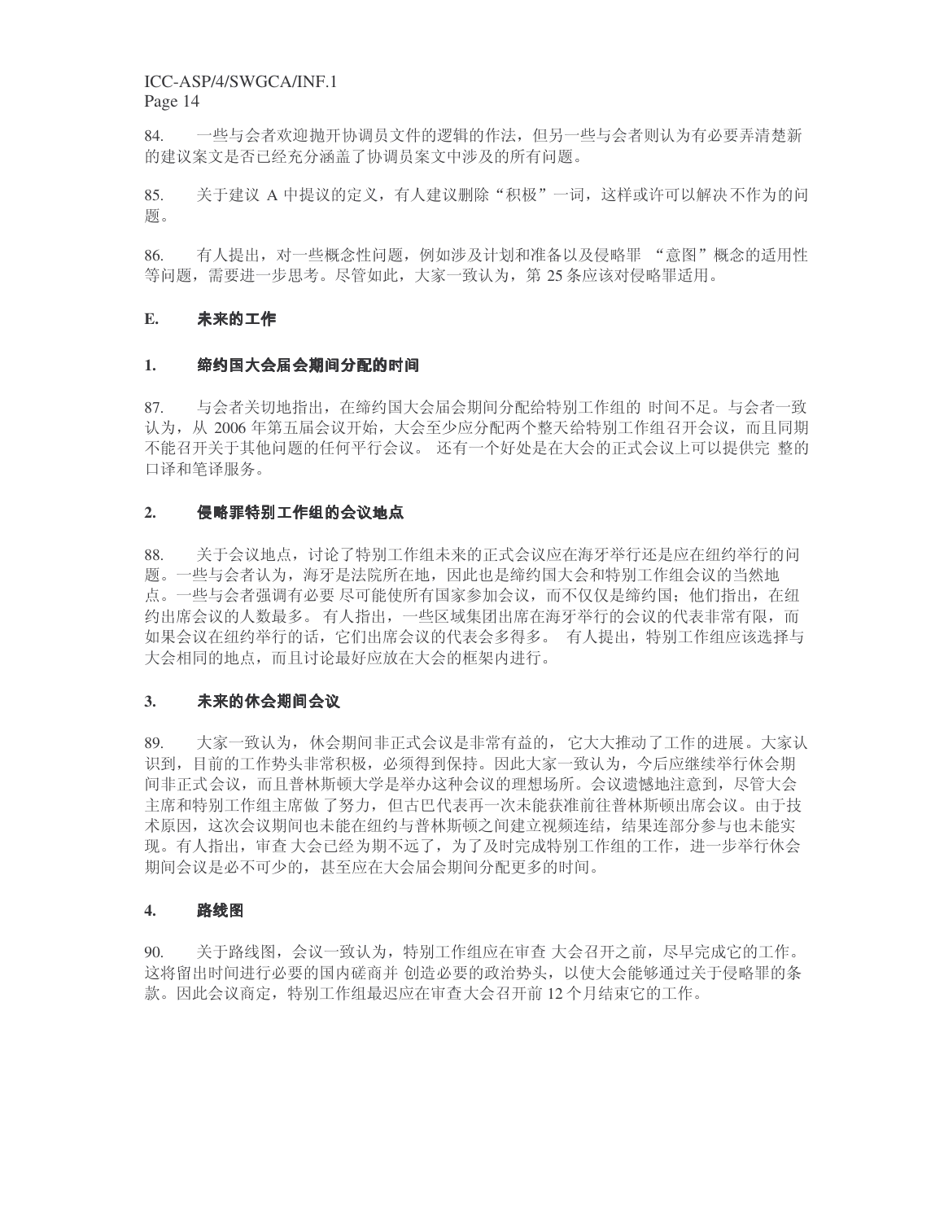84. 一些与会者欢迎抛开协调员文件的逻辑的作法，但另一些与会者则认为有必要弄清楚新的建议案文是否已经充分涵盖了协调员案文中涉及的所有问题。

85. 关于建议 A 中提议的定义，有人建议删除“积极”一词，这样或许可以解决不作为的问题。

86. 有人提出，对一些概念性问题，例如涉及计划和准备以及侵略罪 “意图”概念的适用性等问题，需要进一步思考。尽管如此，大家一致认为，第 25 条应该对侵略罪适用。

## E. 未来的工作

### 1. 缔约国大会届会期间分配的时间

87. 与会者关切地指出，在缔约国大会届会期间分配给特别工作组的 时间不足。与会者一致认为，从 2006 年第五届会议开始，大会至少应分配两个整天给特别工作组召开会议，而且同期不能召开关于其他问题的任何平行会议。 还有一个好处是在大会的正式会议上可以提供完 整的口译和笔译服务。

### 2. 侵略罪特别工作组的会议地点

88. 关于会议地点，讨论了特别工作组未来的正式会议应在海牙举行还是应在纽约举行的问题。一些与会者认为，海牙是法院所在地，因此也是缔约国大会和特别工作组会议的当然地点。一些与会者强调有必要 尽可能使所有国家参加会议，而不仅仅是缔约国；他们指出，在纽约出席会议的人数最多。 有人指出，一些区域集团出席在海牙举行的会议的代表非常有限，而如果会议在纽约举行的话，它们出席会议的代表会多得多。 有人提出，特别工作组应该选择与大会相同的地点，而且讨论最好应放在大会的框架内进行。

### 3. 未来的休会期间会议

89. 大家一致认为，休会期间非正式会议是非常有益的， 它大大推动了工作的进展。大家认识到，目前的工作势头非常积极，必须得到保持。因此大家一致认为，今后应继续举行休会期间非正式会议，而且普林斯顿大学是举办这种会议的理想场所。会议遗憾地注意到，尽管大会主席和特别工作组主席做 了努力，但古巴代表再一次未能获准前往普林斯顿出席会议。由于技术原因，这次会议期间也未能在纽约与普林斯顿之间建立视频连结，结果连部分参与也未能实现。有人指出，审查 大会已经为期不远了，为了及时完成特别工作组的工作，进一步举行休会期间会议是必不可少的，甚至应在大会届会期间分配更多的时间。

### 4. 路线图

90. 关于路线图，会议一致认为，特别工作组应在审查 大会召开之前，尽早完成它的工作。这将留出时间进行必要的国内磋商并 创造必要的政治势头，以使大会能够通过关于侵略罪的条款。因此会议商定，特别工作组最迟应在审查大会召开前 12 个月结束它的工作。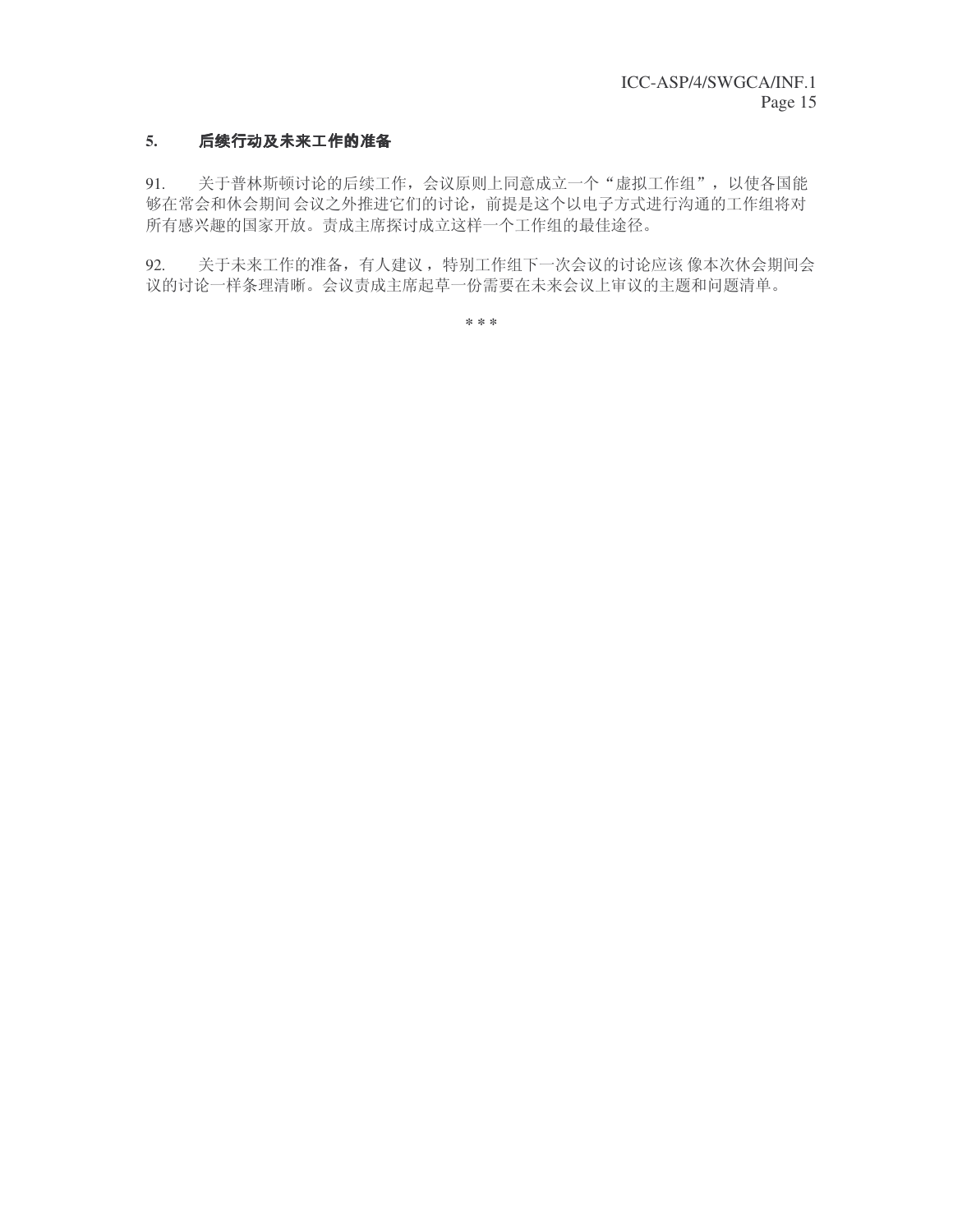## 5. 后续行动及未来工作的准备

91. 关于普林斯顿讨论的后续工作，会议原则上同意成立一个“虚拟工作组”，以使各国能够在常会和休会期间会议之外推进它们的讨论，前提是这个以电子方式进行沟通的工作组将对所有感兴趣的国家开放。责成主席探讨成立这样一个工作组的最佳途径。

92. 关于未来工作的准备，有人建议，特别工作组下一次会议的讨论应该像本次休会期间会议的讨论一样条理清晰。会议责成主席起草一份需要在未来会议上审议的主题和问题清单。

\* \* \*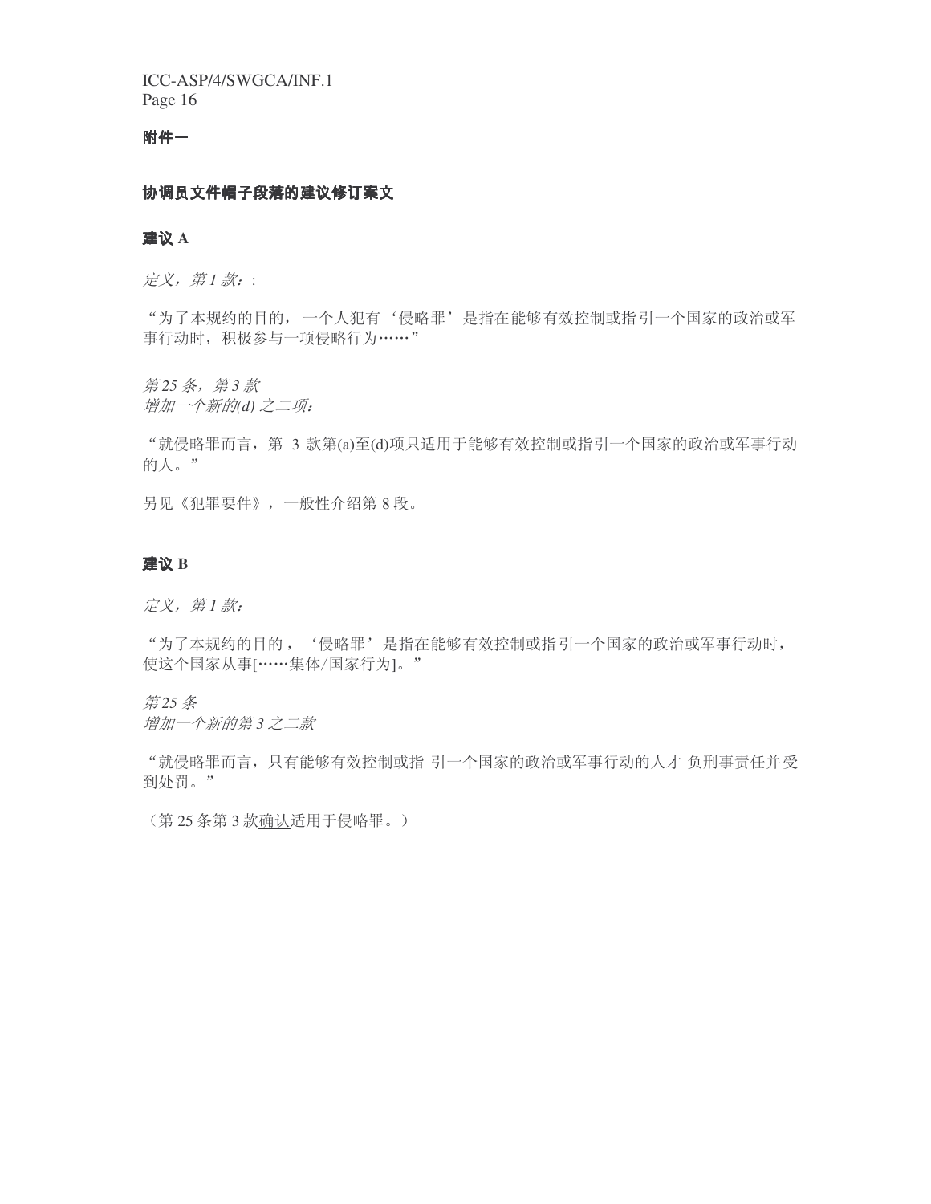**附件一**

**协调员文件帽子段落的建议修订案文**

**建议 A**

*定义，第 1 款：*:

“为了本规约的目的，一个人犯有‘侵略罪’是指在能够有效控制或指引一个国家的政治或军事行动时，积极参与一项侵略行为……”

*第 25 条，第 3 款*
*增加一个新的(d) 之二项：*

“就侵略罪而言，第 3 款第(a)至(d)项只适用于能够有效控制或指引一个国家的政治或军事行动的人。”

另见《犯罪要件》，一般性介绍第 8 段。

**建议 B**

*定义，第 1 款：*

“为了本规约的目的，‘侵略罪’是指在能够有效控制或指引一个国家的政治或军事行动时，<u>使</u>这个国家<u>从事</u>[……集体/国家行为]。”

*第 25 条*
*增加一个新的第 3 之二款*

“就侵略罪而言，只有能够有效控制或指 引一个国家的政治或军事行动的人才 负刑事责任并受到处罚。”

（第 25 条第 3 款<u>确认</u>适用于侵略罪。）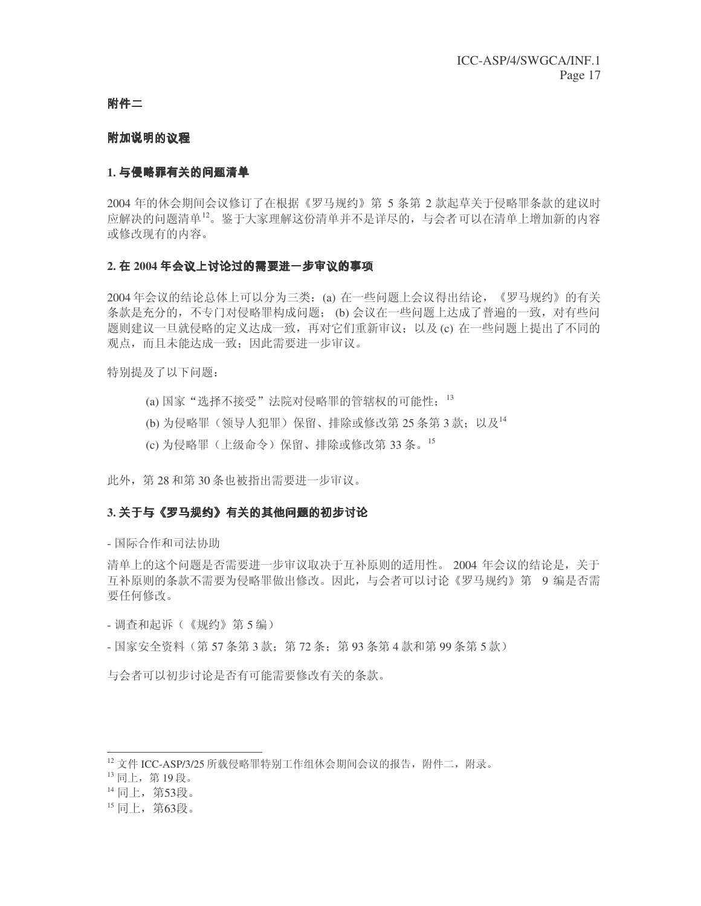**附件二**

**附加说明的议程**

**1. 与侵略罪有关的问题清单**

2004 年的休会期间会议修订了在根据《罗马规约》第 5 条第 2 款起草关于侵略罪条款的建议时应解决的问题清单[12]。鉴于大家理解这份清单并不是详尽的，与会者可以在清单上增加新的内容或修改现有的内容。

**2. 在 2004 年会议上讨论过的需要进一步审议的事项**

2004 年会议的结论总体上可以分为三类：(a) 在一些问题上会议得出结论，《罗马规约》的有关条款是充分的，不专门对侵略罪构成问题； (b) 会议在一些问题上达成了普遍的一致，对有些问题则建议一旦就侵略的定义达成一致，再对它们重新审议；以及 (c) 在一些问题上提出了不同的观点，而且未能达成一致；因此需要进一步审议。

特别提及了以下问题：

(a) 国家“选择不接受”法院对侵略罪的管辖权的可能性；[13]

(b) 为侵略罪（领导人犯罪）保留、排除或修改第 25 条第 3 款；以及[14]

(c) 为侵略罪（上级命令）保留、排除或修改第 33 条。[15]

此外，第 28 和第 30 条也被指出需要进一步审议。

**3. 关于与《罗马规约》有关的其他问题的初步讨论**

- 国际合作和司法协助

清单上的这个问题是否需要进一步审议取决于互补原则的适用性。 2004 年会议的结论是，关于互补原则的条款不需要为侵略罪做出修改。因此，与会者可以讨论《罗马规约》第 9 编是否需要任何修改。

- 调查和起诉（《规约》第 5 编）

- 国家安全资料（第 57 条第 3 款；第 72 条；第 93 条第 4 款和第 99 条第 5 款）

与会者可以初步讨论是否有可能需要修改有关的条款。

---

[12] 文件 ICC-ASP/3/25 所载侵略罪特别工作组休会期间会议的报告，附件二，附录。

[13] 同上，第 19 段。

[14] 同上，第53段。

[15] 同上，第63段。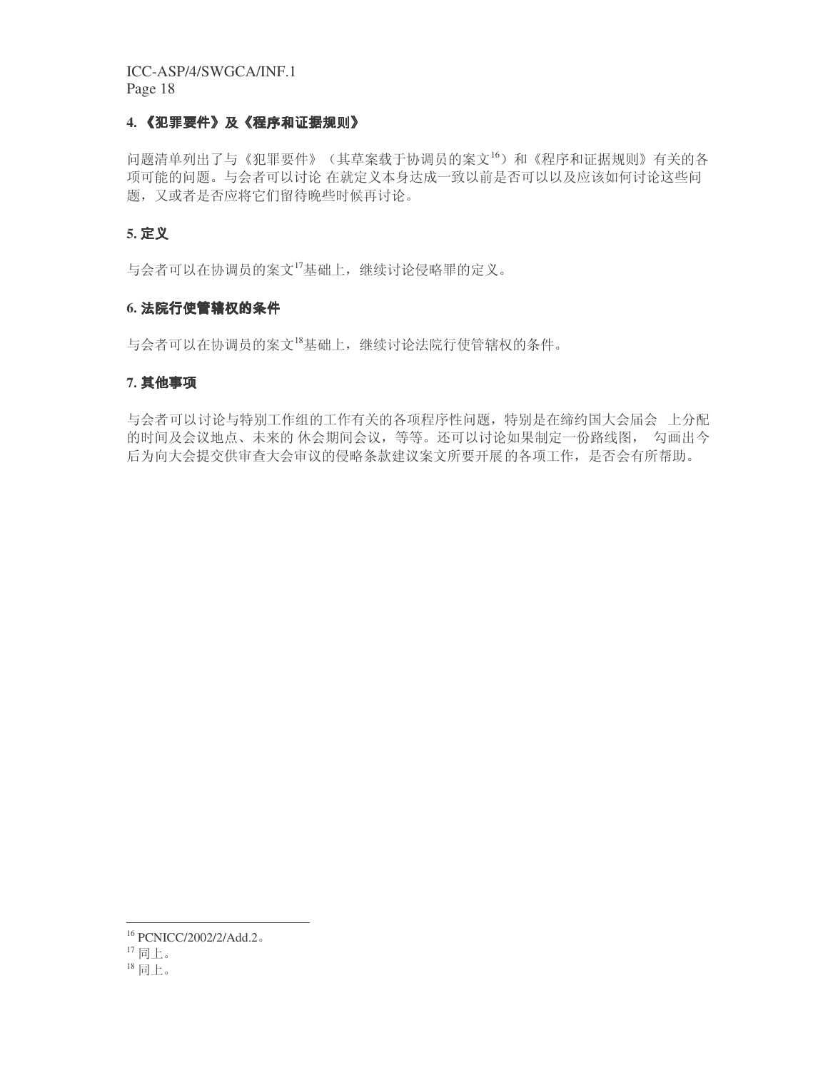### 4. 《犯罪要件》及《程序和证据规则》

问题清单列出了与《犯罪要件》（其草案载于协调员的案文[16]）和《程序和证据规则》有关的各项可能的问题。与会者可以讨论 在就定义本身达成一致以前是否可以以及应该如何讨论这些问题，又或者是否应将它们留待晚些时候再讨论。

### 5. 定义

与会者可以在协调员的案文[17]基础上，继续讨论侵略罪的定义。

### 6. 法院行使管辖权的条件

与会者可以在协调员的案文[18]基础上，继续讨论法院行使管辖权的条件。

### 7. 其他事项

与会者可以讨论与特别工作组的工作有关的各项程序性问题，特别是在缔约国大会届会 上分配的时间及会议地点、未来的 休会期间会议，等等。还可以讨论如果制定一份路线图， 勾画出今后为向大会提交供审查大会审议的侵略条款建议案文所要开展的各项工作，是否会有所帮助。

---

[16] PCNICC/2002/2/Add.2。

[17] 同上。

[18] 同上。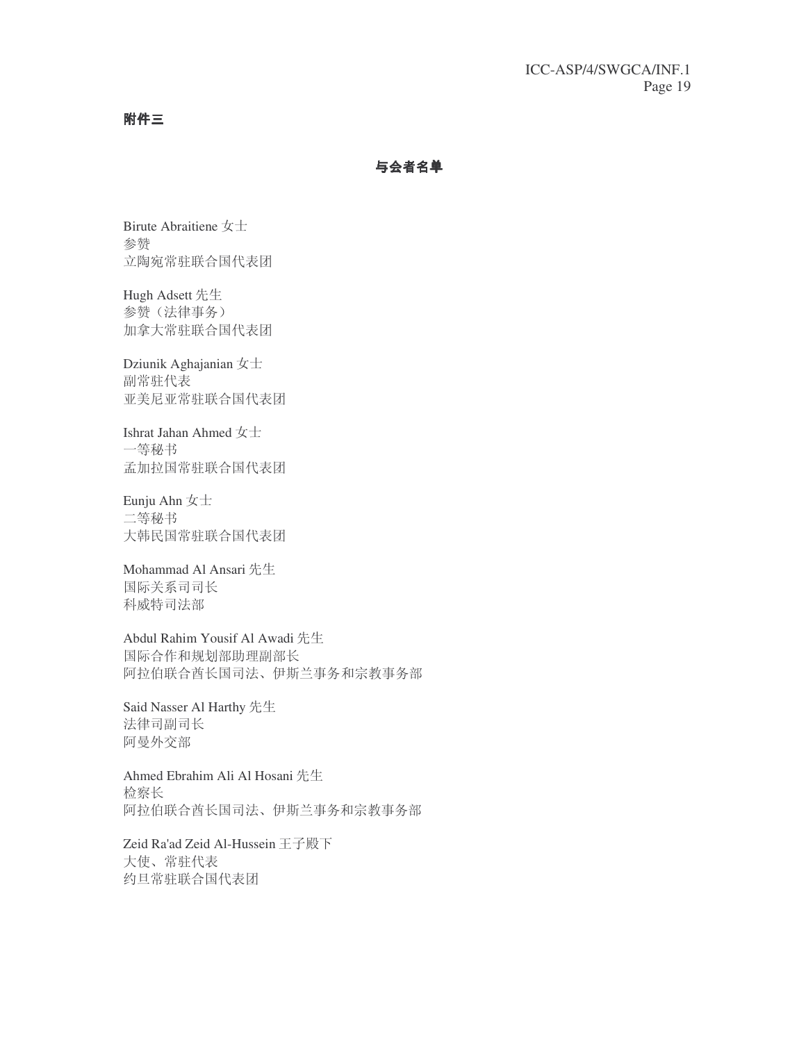**附件三**

## 与会者名单

Birute Abraitiene 女士
参赞
立陶宛常驻联合国代表团

Hugh Adsett 先生
参赞（法律事务）
加拿大常驻联合国代表团

Dziunik Aghajanian 女士
副常驻代表
亚美尼亚常驻联合国代表团

Ishrat Jahan Ahmed 女士
一等秘书
孟加拉国常驻联合国代表团

Eunju Ahn 女士
二等秘书
大韩民国常驻联合国代表团

Mohammad Al Ansari 先生
国际关系司司长
科威特司法部

Abdul Rahim Yousif Al Awadi 先生
国际合作和规划部助理副部长
阿拉伯联合酋长国司法、伊斯兰事务和宗教事务部

Said Nasser Al Harthy 先生
法律司副司长
阿曼外交部

Ahmed Ebrahim Ali Al Hosani 先生
检察长
阿拉伯联合酋长国司法、伊斯兰事务和宗教事务部

Zeid Ra'ad Zeid Al-Hussein 王子殿下
大使、常驻代表
约旦常驻联合国代表团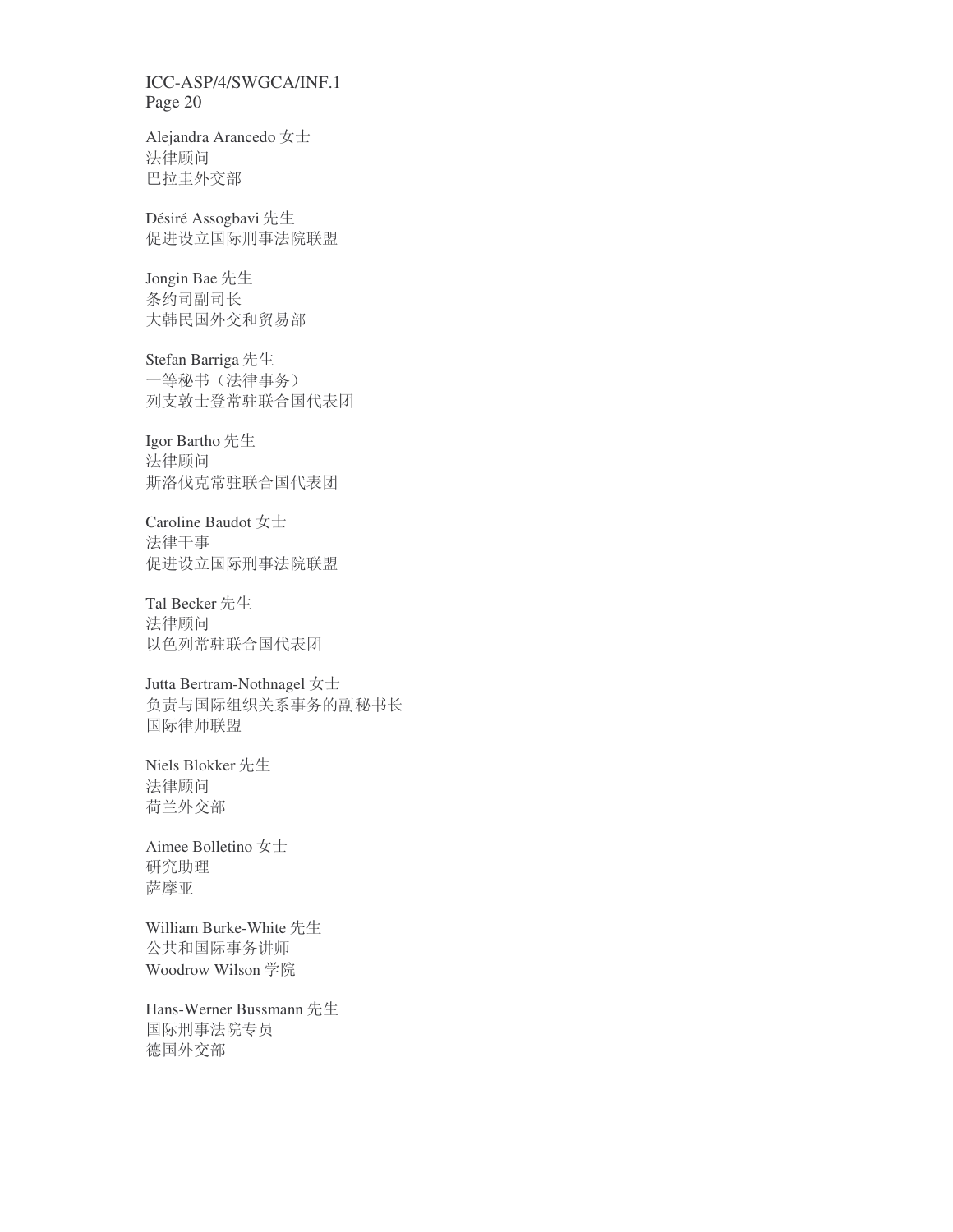Alejandra Arancedo 女士
法律顾问
巴拉圭外交部

Désiré Assogbavi 先生
促进设立国际刑事法院联盟

Jongin Bae 先生
条约司副司长
大韩民国外交和贸易部

Stefan Barriga 先生
一等秘书（法律事务）
列支敦士登常驻联合国代表团

Igor Bartho 先生
法律顾问
斯洛伐克常驻联合国代表团

Caroline Baudot 女士
法律干事
促进设立国际刑事法院联盟

Tal Becker 先生
法律顾问
以色列常驻联合国代表团

Jutta Bertram-Nothnagel 女士
负责与国际组织关系事务的副秘书长
国际律师联盟

Niels Blokker 先生
法律顾问
荷兰外交部

Aimee Bolletino 女士
研究助理
萨摩亚

William Burke-White 先生
公共和国际事务讲师
Woodrow Wilson 学院

Hans-Werner Bussmann 先生
国际刑事法院专员
德国外交部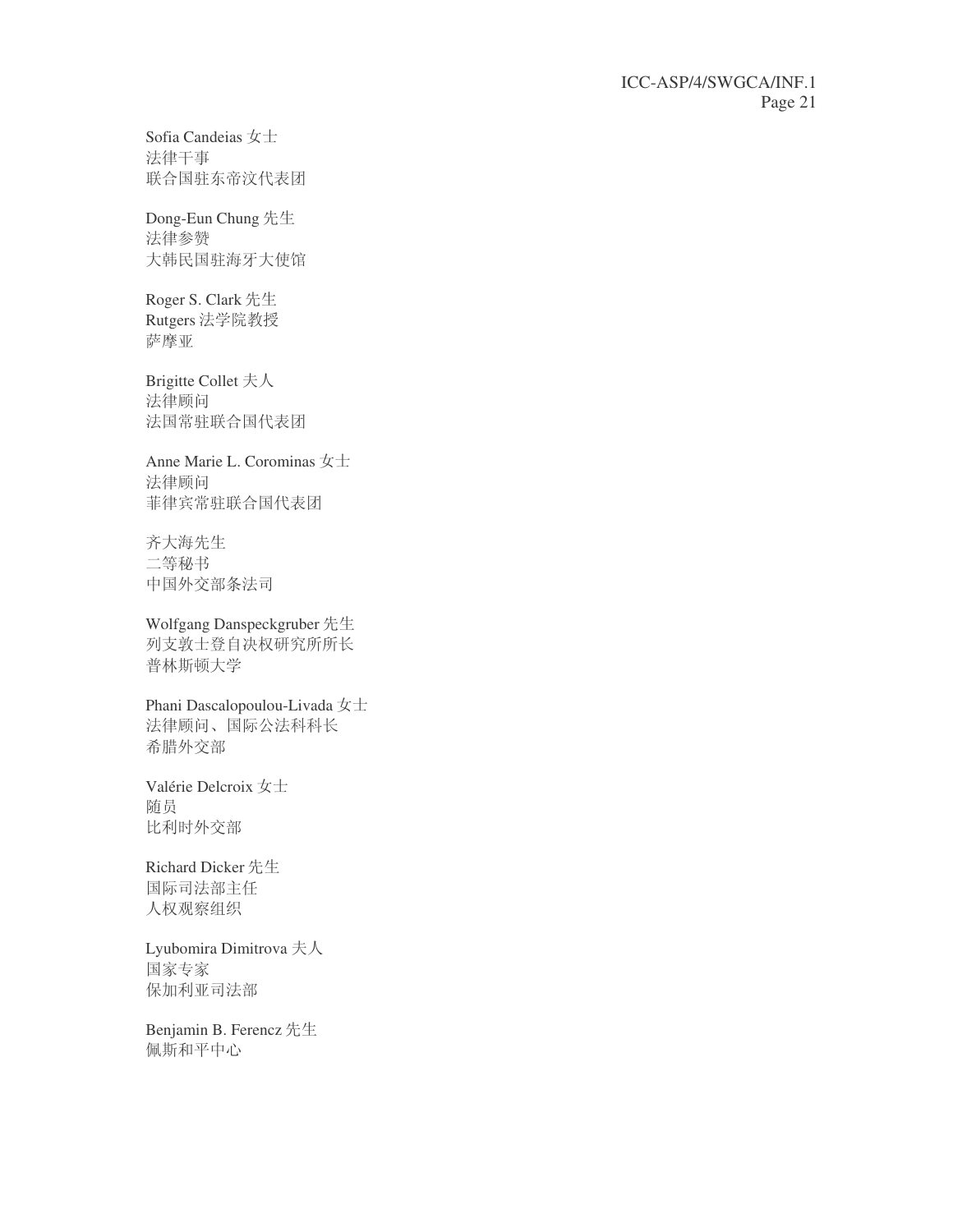Sofia Candeias 女士
法律干事
联合国驻东帝汶代表团

Dong-Eun Chung 先生
法律参赞
大韩民国驻海牙大使馆

Roger S. Clark 先生
Rutgers 法学院教授
萨摩亚

Brigitte Collet 夫人
法律顾问
法国常驻联合国代表团

Anne Marie L. Corominas 女士
法律顾问
菲律宾常驻联合国代表团

齐大海先生
二等秘书
中国外交部条法司

Wolfgang Danspeckgruber 先生
列支敦士登自决权研究所所长
普林斯顿大学

Phani Dascalopoulou-Livada 女士
法律顾问、国际公法科科长
希腊外交部

Valérie Delcroix 女士
随员
比利时外交部

Richard Dicker 先生
国际司法部主任
人权观察组织

Lyubomira Dimitrova 夫人
国家专家
保加利亚司法部

Benjamin B. Ferencz 先生
佩斯和平中心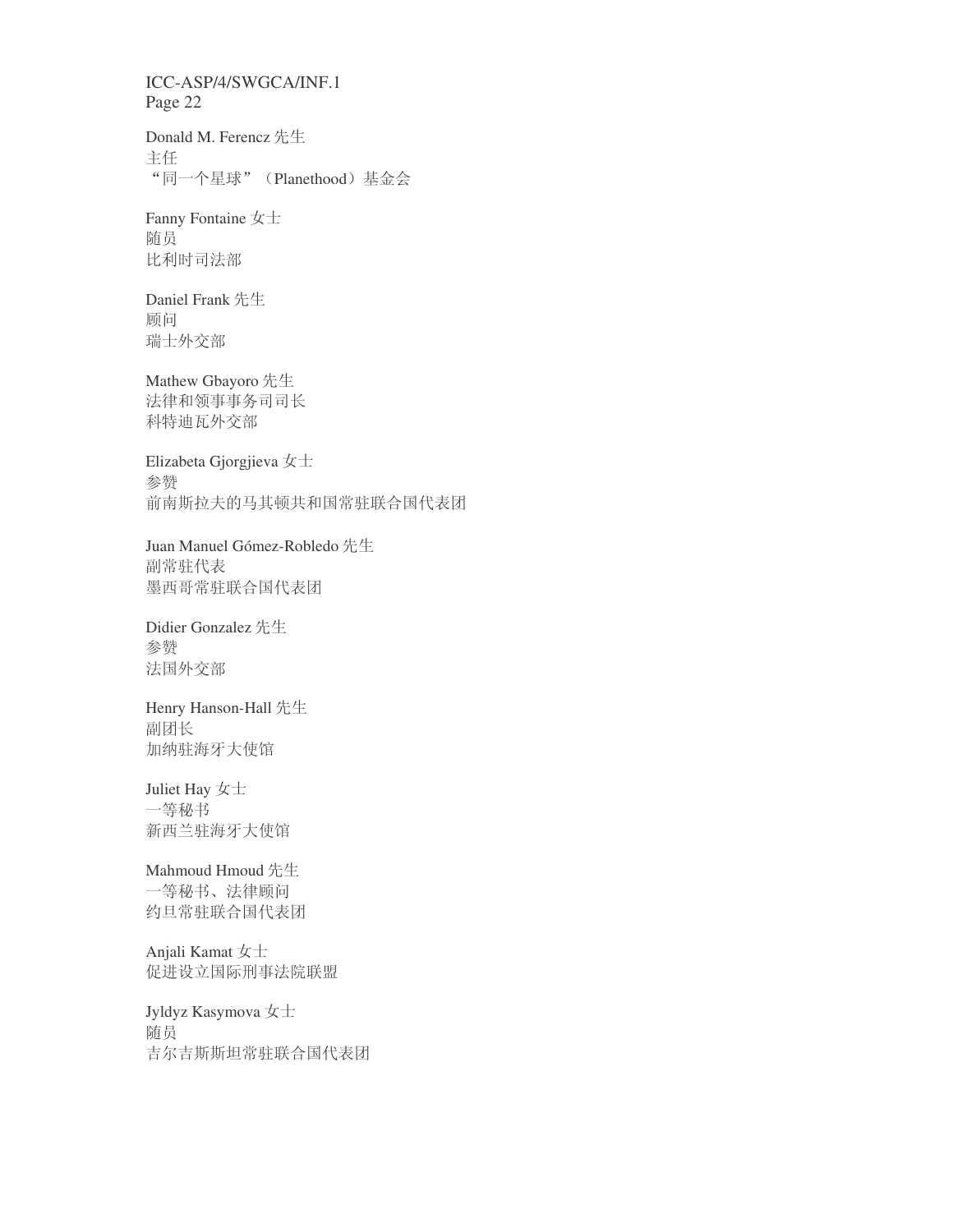Donald M. Ferencz 先生
主任
“同一个星球”（Planethood）基金会

Fanny Fontaine 女士
随员
比利时司法部

Daniel Frank 先生
顾问
瑞士外交部

Mathew Gbayoro 先生
法律和领事事务司司长
科特迪瓦外交部

Elizabeta Gjorgjieva 女士
参赞
前南斯拉夫的马其顿共和国常驻联合国代表团

Juan Manuel Gómez-Robledo 先生
副常驻代表
墨西哥常驻联合国代表团

Didier Gonzalez 先生
参赞
法国外交部

Henry Hanson-Hall 先生
副团长
加纳驻海牙大使馆

Juliet Hay 女士
一等秘书
新西兰驻海牙大使馆

Mahmoud Hmoud 先生
一等秘书、法律顾问
约旦常驻联合国代表团

Anjali Kamat 女士
促进设立国际刑事法院联盟

Jyldyz Kasymova 女士
随员
吉尔吉斯斯坦常驻联合国代表团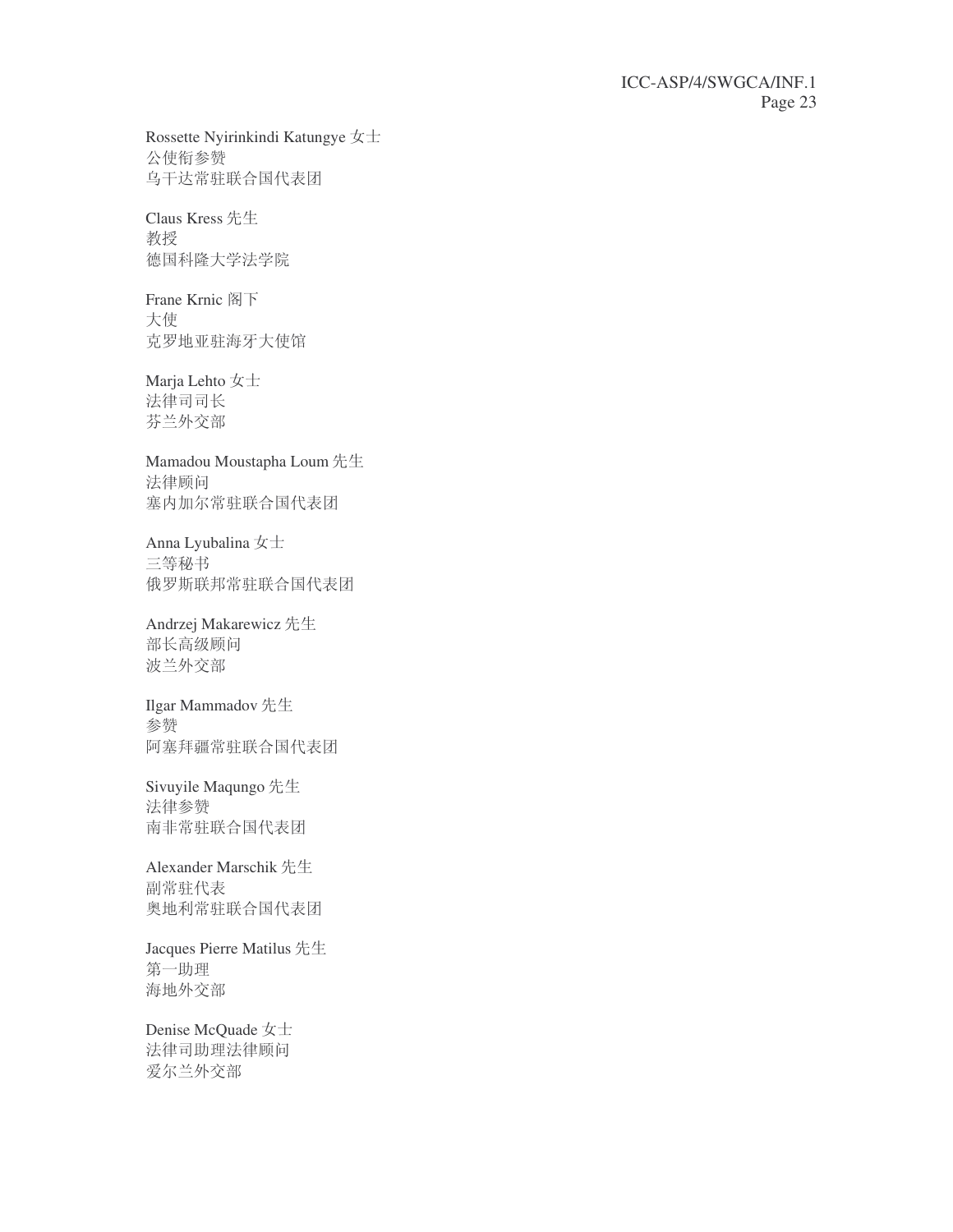Rossette Nyirinkindi Katungye 女士
公使衔参赞
乌干达常驻联合国代表团

Claus Kress 先生
教授
德国科隆大学法学院

Frane Krnic 阁下
大使
克罗地亚驻海牙大使馆

Marja Lehto 女士
法律司司长
芬兰外交部

Mamadou Moustapha Loum 先生
法律顾问
塞内加尔常驻联合国代表团

Anna Lyubalina 女士
三等秘书
俄罗斯联邦常驻联合国代表团

Andrzej Makarewicz 先生
部长高级顾问
波兰外交部

Ilgar Mammadov 先生
参赞
阿塞拜疆常驻联合国代表团

Sivuyile Maqungo 先生
法律参赞
南非常驻联合国代表团

Alexander Marschik 先生
副常驻代表
奥地利常驻联合国代表团

Jacques Pierre Matilus 先生
第一助理
海地外交部

Denise McQuade 女士
法律司助理法律顾问
爱尔兰外交部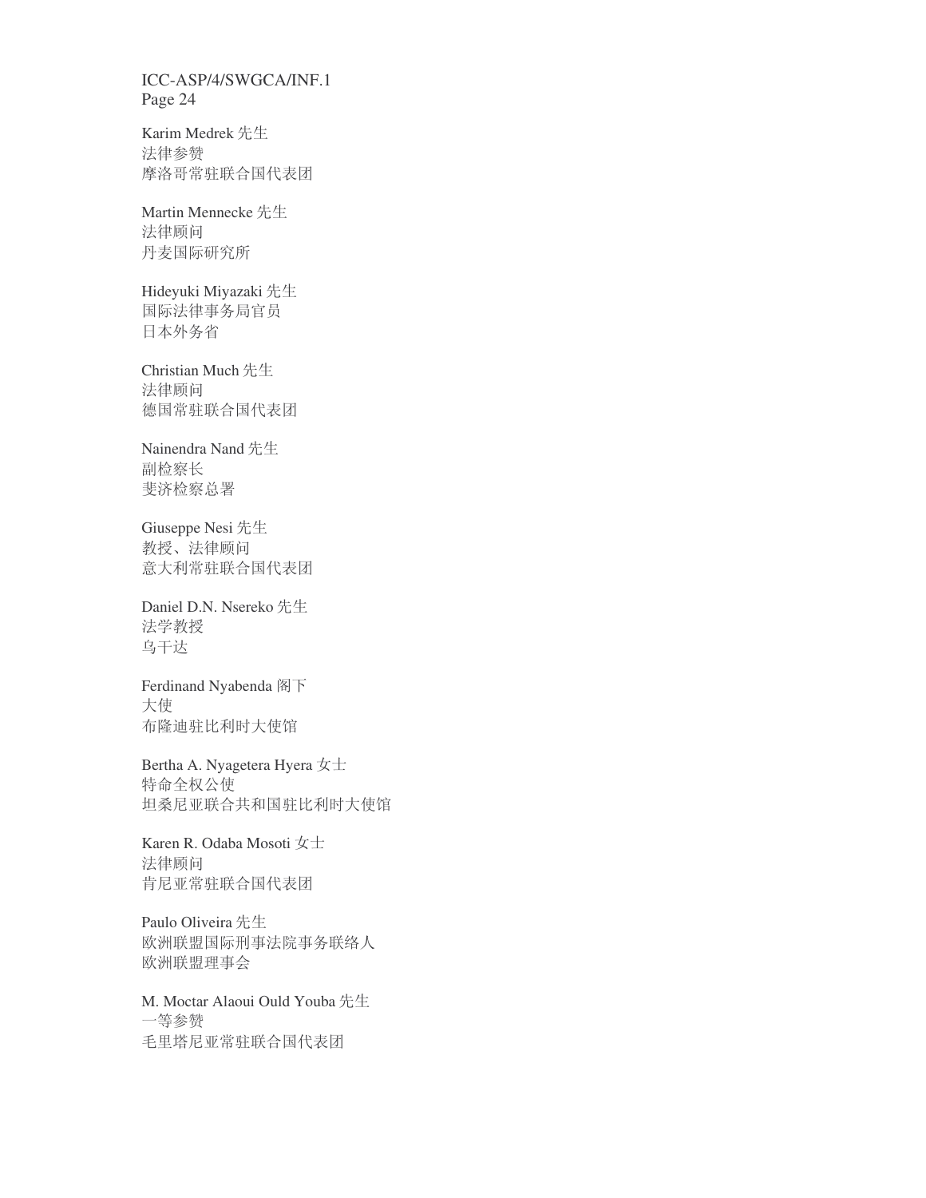Karim Medrek 先生
法律参赞
摩洛哥常驻联合国代表团

Martin Mennecke 先生
法律顾问
丹麦国际研究所

Hideyuki Miyazaki 先生
国际法律事务局官员
日本外务省

Christian Much 先生
法律顾问
德国常驻联合国代表团

Nainendra Nand 先生
副检察长
斐济检察总署

Giuseppe Nesi 先生
教授、法律顾问
意大利常驻联合国代表团

Daniel D.N. Nsereko 先生
法学教授
乌干达

Ferdinand Nyabenda 阁下
大使
布隆迪驻比利时大使馆

Bertha A. Nyagetera Hyera 女士
特命全权公使
坦桑尼亚联合共和国驻比利时大使馆

Karen R. Odaba Mosoti 女士
法律顾问
肯尼亚常驻联合国代表团

Paulo Oliveira 先生
欧洲联盟国际刑事法院事务联络人
欧洲联盟理事会

M. Moctar Alaoui Ould Youba 先生
一等参赞
毛里塔尼亚常驻联合国代表团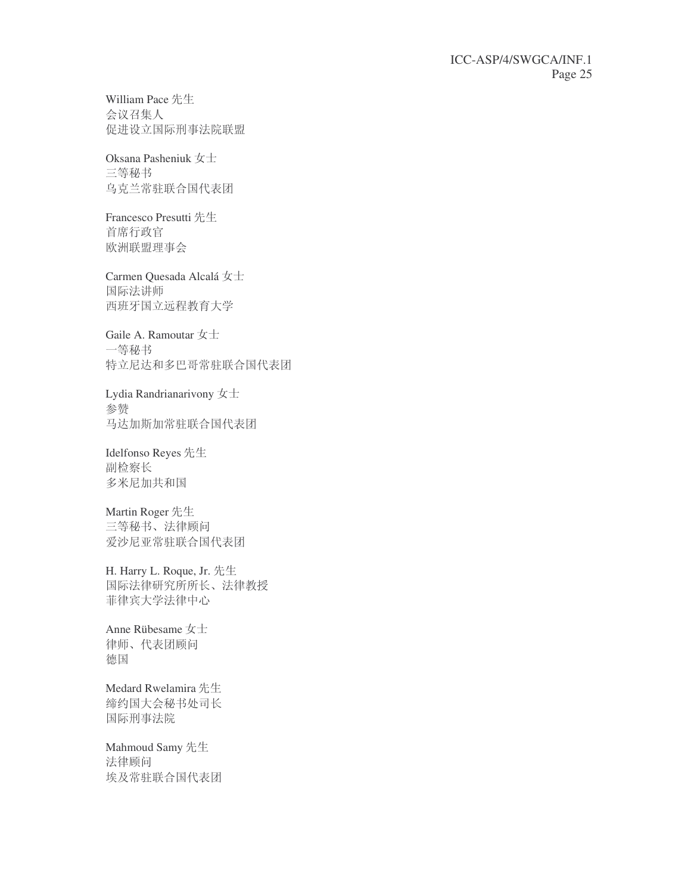William Pace 先生
会议召集人
促进设立国际刑事法院联盟

Oksana Pasheniuk 女士
三等秘书
乌克兰常驻联合国代表团

Francesco Presutti 先生
首席行政官
欧洲联盟理事会

Carmen Quesada Alcalá 女士
国际法讲师
西班牙国立远程教育大学

Gaile A. Ramoutar 女士
一等秘书
特立尼达和多巴哥常驻联合国代表团

Lydia Randrianarivony 女士
参赞
马达加斯加常驻联合国代表团

Idelfonso Reyes 先生
副检察长
多米尼加共和国

Martin Roger 先生
三等秘书、法律顾问
爱沙尼亚常驻联合国代表团

H. Harry L. Roque, Jr. 先生
国际法律研究所所长、法律教授
菲律宾大学法律中心

Anne Rübesame 女士
律师、代表团顾问
德国

Medard Rwelamira 先生
缔约国大会秘书处司长
国际刑事法院

Mahmoud Samy 先生
法律顾问
埃及常驻联合国代表团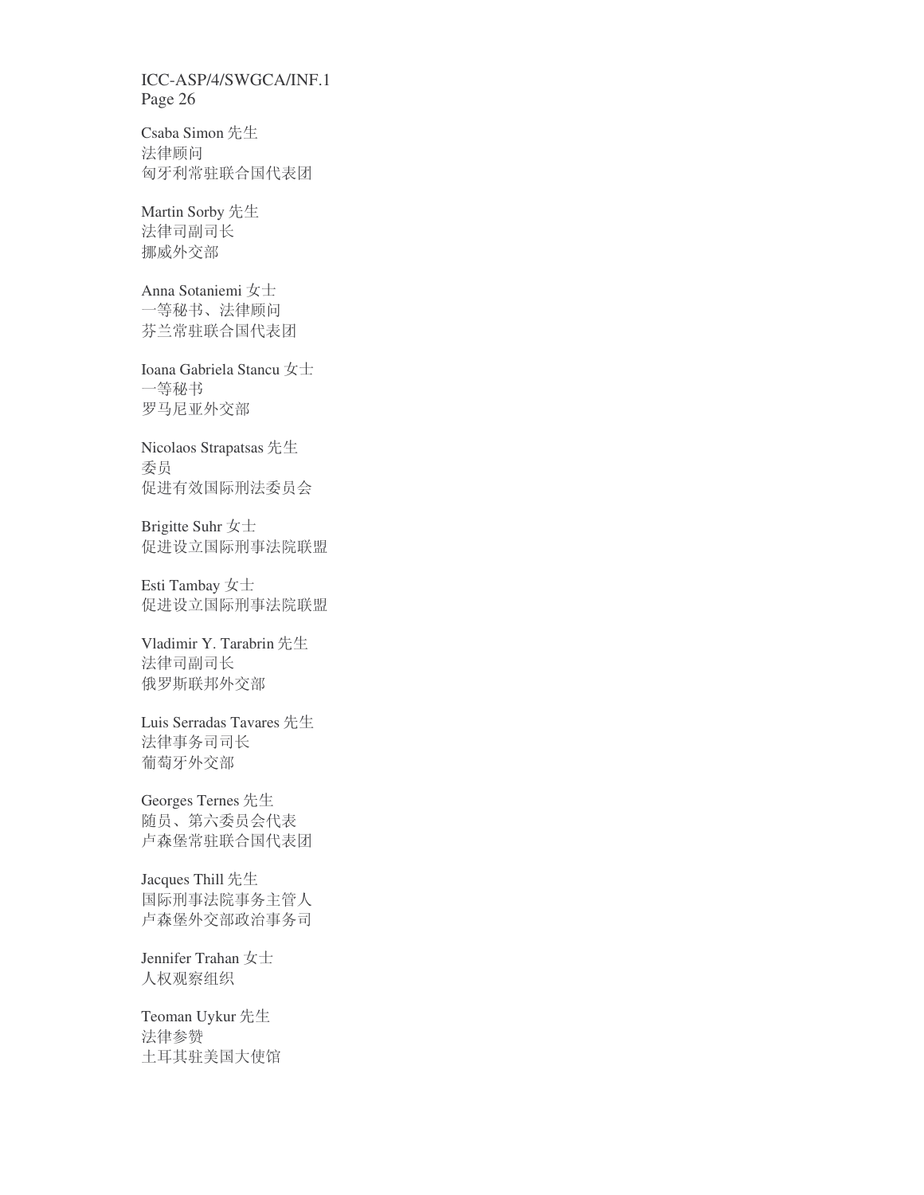Csaba Simon 先生
法律顾问
匈牙利常驻联合国代表团

Martin Sorby 先生
法律司副司长
挪威外交部

Anna Sotaniemi 女士
一等秘书、法律顾问
芬兰常驻联合国代表团

Ioana Gabriela Stancu 女士
一等秘书
罗马尼亚外交部

Nicolaos Strapatsas 先生
委员
促进有效国际刑法委员会

Brigitte Suhr 女士
促进设立国际刑事法院联盟

Esti Tambay 女士
促进设立国际刑事法院联盟

Vladimir Y. Tarabrin 先生
法律司副司长
俄罗斯联邦外交部

Luis Serradas Tavares 先生
法律事务司司长
葡萄牙外交部

Georges Ternes 先生
随员、第六委员会代表
卢森堡常驻联合国代表团

Jacques Thill 先生
国际刑事法院事务主管人
卢森堡外交部政治事务司

Jennifer Trahan 女士
人权观察组织

Teoman Uykur 先生
法律参赞
土耳其驻美国大使馆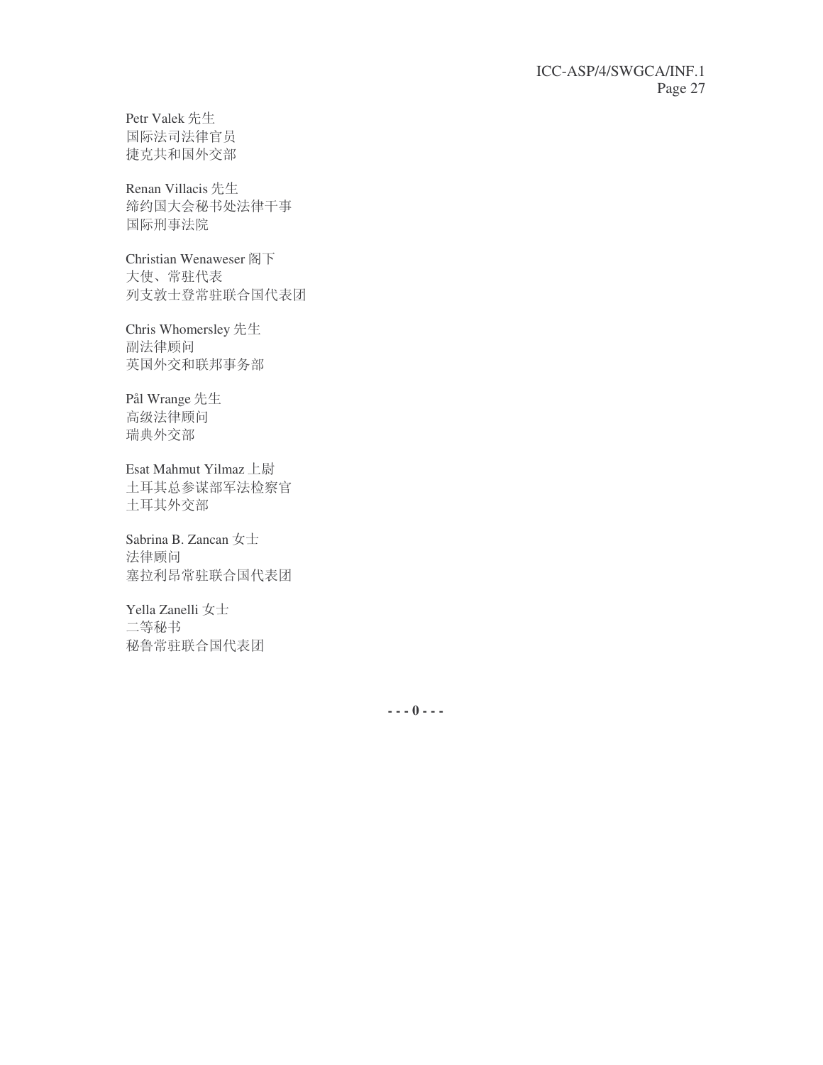Petr Valek 先生
国际法司法律官员
捷克共和国外交部

Renan Villacis 先生
缔约国大会秘书处法律干事
国际刑事法院

Christian Wenaweser 阁下
大使、常驻代表
列支敦士登常驻联合国代表团

Chris Whomersley 先生
副法律顾问
英国外交和联邦事务部

Pål Wrange 先生
高级法律顾问
瑞典外交部

Esat Mahmut Yilmaz 上尉
土耳其总参谋部军法检察官
土耳其外交部

Sabrina B. Zancan 女士
法律顾问
塞拉利昂常驻联合国代表团

Yella Zanelli 女士
二等秘书
秘鲁常驻联合国代表团

**- - - 0 - - -**